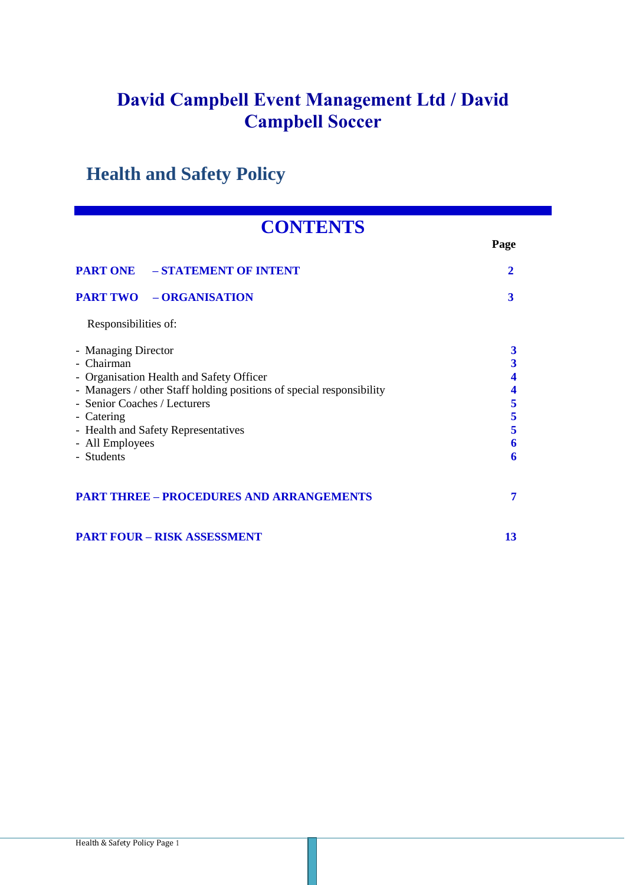# David Campbell Event Management Ltd / David Campbell Soccer

## Health and Safety Policy

## CONTENTS

| | Page |
|---|---|
| **PART ONE – STATEMENT OF INTENT** | **2** |
| **PART TWO – ORGANISATION** | **3** |
| Responsibilities of: | |
| - Managing Director | **3** |
| - Chairman | **3** |
| - Organisation Health and Safety Officer | **4** |
| - Managers / other Staff holding positions of special responsibility | **4** |
| - Senior Coaches / Lecturers | **5** |
| - Catering | **5** |
| - Health and Safety Representatives | **5** |
| - All Employees | **6** |
| - Students | **6** |
| **PART THREE – PROCEDURES AND ARRANGEMENTS** | **7** |
| **PART FOUR – RISK ASSESSMENT** | **13** |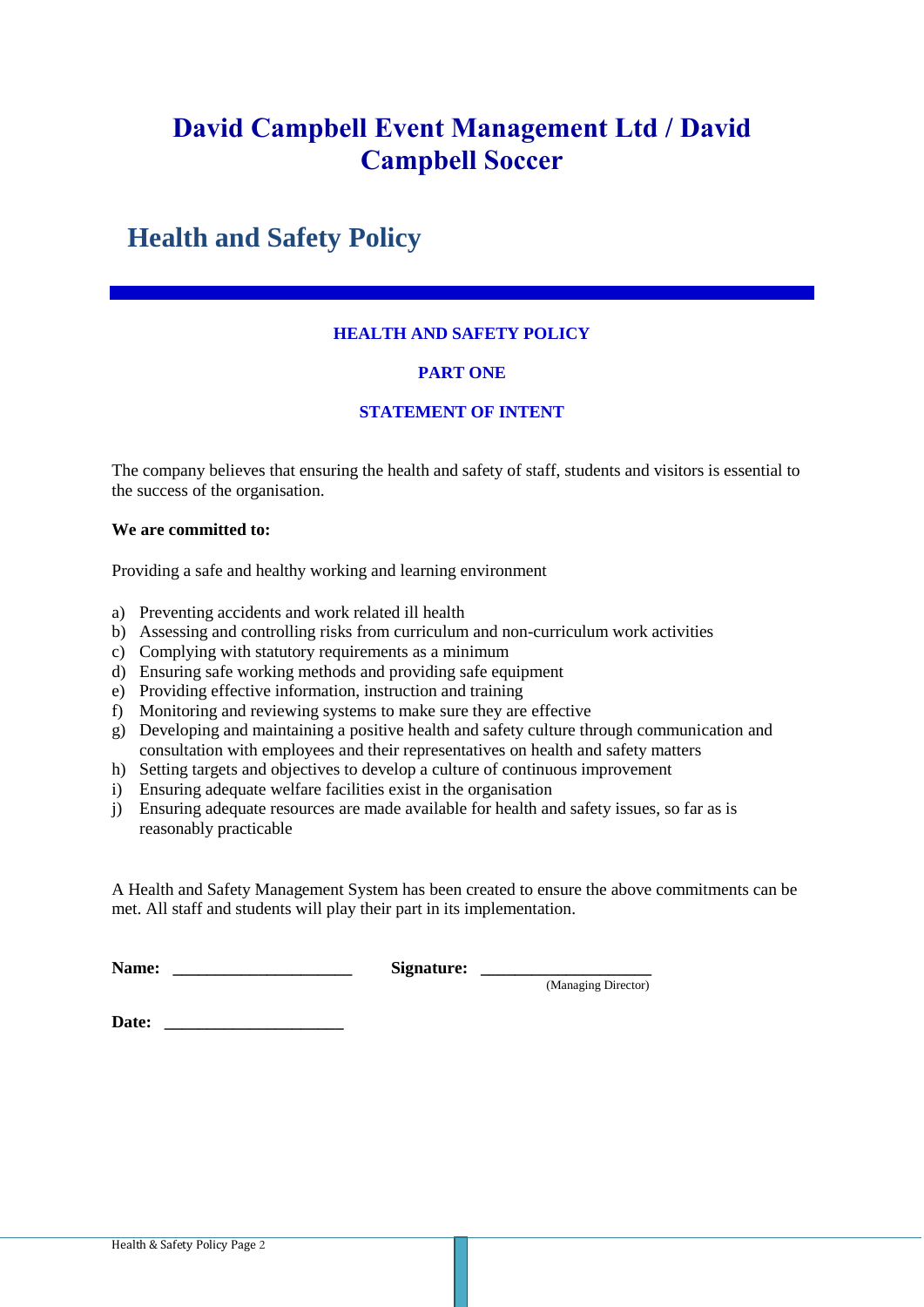# David Campbell Event Management Ltd / David Campbell Soccer

## Health and Safety Policy

### HEALTH AND SAFETY POLICY

### PART ONE

### STATEMENT OF INTENT

The company believes that ensuring the health and safety of staff, students and visitors is essential to the success of the organisation.

**We are committed to:**

Providing a safe and healthy working and learning environment

a) Preventing accidents and work related ill health
b) Assessing and controlling risks from curriculum and non-curriculum work activities
c) Complying with statutory requirements as a minimum
d) Ensuring safe working methods and providing safe equipment
e) Providing effective information, instruction and training
f) Monitoring and reviewing systems to make sure they are effective
g) Developing and maintaining a positive health and safety culture through communication and consultation with employees and their representatives on health and safety matters
h) Setting targets and objectives to develop a culture of continuous improvement
i) Ensuring adequate welfare facilities exist in the organisation
j) Ensuring adequate resources are made available for health and safety issues, so far as is reasonably practicable

A Health and Safety Management System has been created to ensure the above commitments can be met. All staff and students will play their part in its implementation.

**Name:** _____________________ **Signature:** ____________________
(Managing Director)

**Date:** _____________________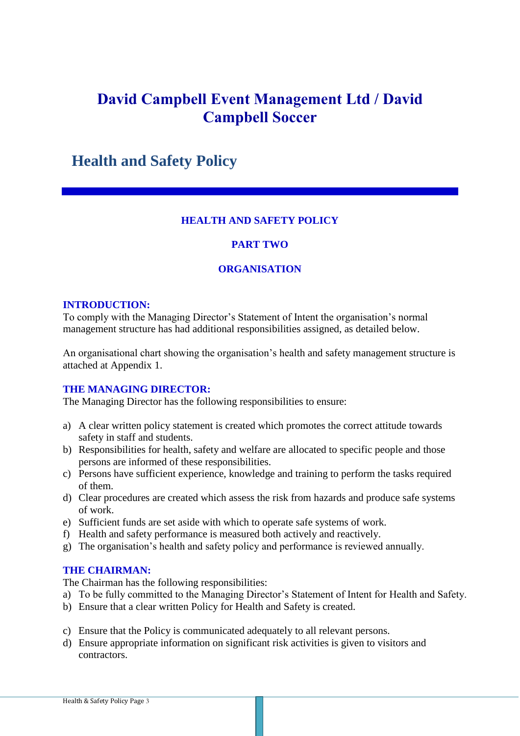# David Campbell Event Management Ltd / David Campbell Soccer

## Health and Safety Policy

### HEALTH AND SAFETY POLICY

### PART TWO

### ORGANISATION

**INTRODUCTION:**

To comply with the Managing Director's Statement of Intent the organisation's normal management structure has had additional responsibilities assigned, as detailed below.

An organisational chart showing the organisation's health and safety management structure is attached at Appendix 1.

**THE MANAGING DIRECTOR:**

The Managing Director has the following responsibilities to ensure:

a) A clear written policy statement is created which promotes the correct attitude towards safety in staff and students.
b) Responsibilities for health, safety and welfare are allocated to specific people and those persons are informed of these responsibilities.
c) Persons have sufficient experience, knowledge and training to perform the tasks required of them.
d) Clear procedures are created which assess the risk from hazards and produce safe systems of work.
e) Sufficient funds are set aside with which to operate safe systems of work.
f) Health and safety performance is measured both actively and reactively.
g) The organisation's health and safety policy and performance is reviewed annually.

**THE CHAIRMAN:**

The Chairman has the following responsibilities:

a) To be fully committed to the Managing Director's Statement of Intent for Health and Safety.
b) Ensure that a clear written Policy for Health and Safety is created.
c) Ensure that the Policy is communicated adequately to all relevant persons.
d) Ensure appropriate information on significant risk activities is given to visitors and contractors.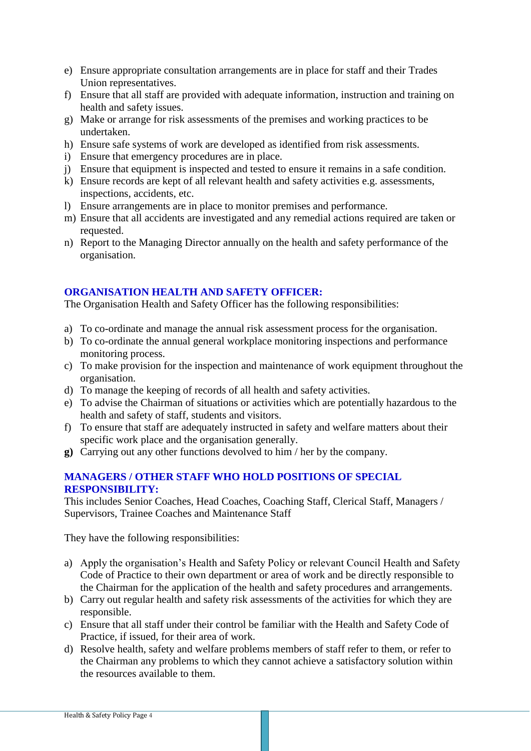e) Ensure appropriate consultation arrangements are in place for staff and their Trades Union representatives.
f) Ensure that all staff are provided with adequate information, instruction and training on health and safety issues.
g) Make or arrange for risk assessments of the premises and working practices to be undertaken.
h) Ensure safe systems of work are developed as identified from risk assessments.
i) Ensure that emergency procedures are in place.
j) Ensure that equipment is inspected and tested to ensure it remains in a safe condition.
k) Ensure records are kept of all relevant health and safety activities e.g. assessments, inspections, accidents, etc.
l) Ensure arrangements are in place to monitor premises and performance.
m) Ensure that all accidents are investigated and any remedial actions required are taken or requested.
n) Report to the Managing Director annually on the health and safety performance of the organisation.

## ORGANISATION HEALTH AND SAFETY OFFICER:

The Organisation Health and Safety Officer has the following responsibilities:

a) To co-ordinate and manage the annual risk assessment process for the organisation.
b) To co-ordinate the annual general workplace monitoring inspections and performance monitoring process.
c) To make provision for the inspection and maintenance of work equipment throughout the organisation.
d) To manage the keeping of records of all health and safety activities.
e) To advise the Chairman of situations or activities which are potentially hazardous to the health and safety of staff, students and visitors.
f) To ensure that staff are adequately instructed in safety and welfare matters about their specific work place and the organisation generally.
**g)** Carrying out any other functions devolved to him / her by the company.

## MANAGERS / OTHER STAFF WHO HOLD POSITIONS OF SPECIAL RESPONSIBILITY:

This includes Senior Coaches, Head Coaches, Coaching Staff, Clerical Staff, Managers / Supervisors, Trainee Coaches and Maintenance Staff

They have the following responsibilities:

a) Apply the organisation's Health and Safety Policy or relevant Council Health and Safety Code of Practice to their own department or area of work and be directly responsible to the Chairman for the application of the health and safety procedures and arrangements.
b) Carry out regular health and safety risk assessments of the activities for which they are responsible.
c) Ensure that all staff under their control be familiar with the Health and Safety Code of Practice, if issued, for their area of work.
d) Resolve health, safety and welfare problems members of staff refer to them, or refer to the Chairman any problems to which they cannot achieve a satisfactory solution within the resources available to them.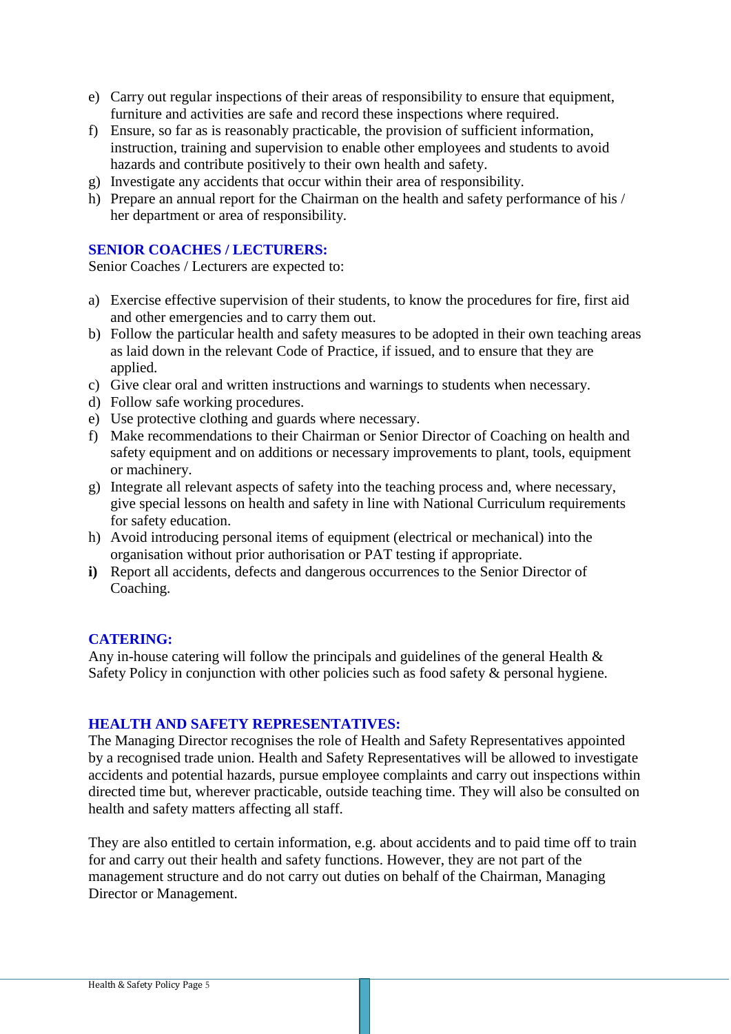e) Carry out regular inspections of their areas of responsibility to ensure that equipment, furniture and activities are safe and record these inspections where required.
f) Ensure, so far as is reasonably practicable, the provision of sufficient information, instruction, training and supervision to enable other employees and students to avoid hazards and contribute positively to their own health and safety.
g) Investigate any accidents that occur within their area of responsibility.
h) Prepare an annual report for the Chairman on the health and safety performance of his / her department or area of responsibility.

## SENIOR COACHES / LECTURERS:

Senior Coaches / Lecturers are expected to:

a) Exercise effective supervision of their students, to know the procedures for fire, first aid and other emergencies and to carry them out.
b) Follow the particular health and safety measures to be adopted in their own teaching areas as laid down in the relevant Code of Practice, if issued, and to ensure that they are applied.
c) Give clear oral and written instructions and warnings to students when necessary.
d) Follow safe working procedures.
e) Use protective clothing and guards where necessary.
f) Make recommendations to their Chairman or Senior Director of Coaching on health and safety equipment and on additions or necessary improvements to plant, tools, equipment or machinery.
g) Integrate all relevant aspects of safety into the teaching process and, where necessary, give special lessons on health and safety in line with National Curriculum requirements for safety education.
h) Avoid introducing personal items of equipment (electrical or mechanical) into the organisation without prior authorisation or PAT testing if appropriate.
**i)** Report all accidents, defects and dangerous occurrences to the Senior Director of Coaching.

## CATERING:

Any in-house catering will follow the principals and guidelines of the general Health & Safety Policy in conjunction with other policies such as food safety & personal hygiene.

## HEALTH AND SAFETY REPRESENTATIVES:

The Managing Director recognises the role of Health and Safety Representatives appointed by a recognised trade union. Health and Safety Representatives will be allowed to investigate accidents and potential hazards, pursue employee complaints and carry out inspections within directed time but, wherever practicable, outside teaching time. They will also be consulted on health and safety matters affecting all staff.

They are also entitled to certain information, e.g. about accidents and to paid time off to train for and carry out their health and safety functions. However, they are not part of the management structure and do not carry out duties on behalf of the Chairman, Managing Director or Management.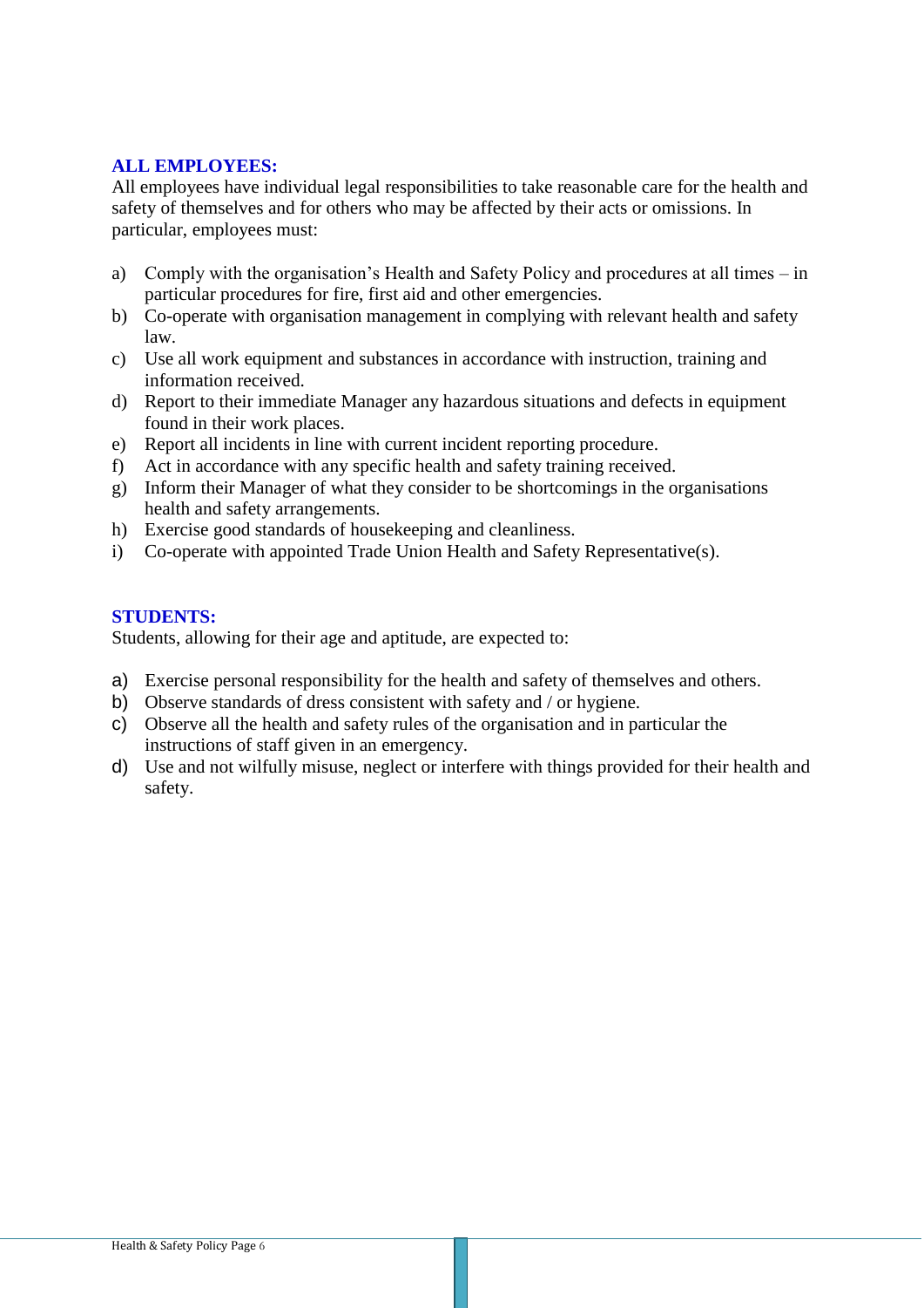## ALL EMPLOYEES:

All employees have individual legal responsibilities to take reasonable care for the health and safety of themselves and for others who may be affected by their acts or omissions. In particular, employees must:

a) Comply with the organisation's Health and Safety Policy and procedures at all times – in particular procedures for fire, first aid and other emergencies.
b) Co-operate with organisation management in complying with relevant health and safety law.
c) Use all work equipment and substances in accordance with instruction, training and information received.
d) Report to their immediate Manager any hazardous situations and defects in equipment found in their work places.
e) Report all incidents in line with current incident reporting procedure.
f) Act in accordance with any specific health and safety training received.
g) Inform their Manager of what they consider to be shortcomings in the organisations health and safety arrangements.
h) Exercise good standards of housekeeping and cleanliness.
i) Co-operate with appointed Trade Union Health and Safety Representative(s).

## STUDENTS:

Students, allowing for their age and aptitude, are expected to:

a) Exercise personal responsibility for the health and safety of themselves and others.
b) Observe standards of dress consistent with safety and / or hygiene.
c) Observe all the health and safety rules of the organisation and in particular the instructions of staff given in an emergency.
d) Use and not wilfully misuse, neglect or interfere with things provided for their health and safety.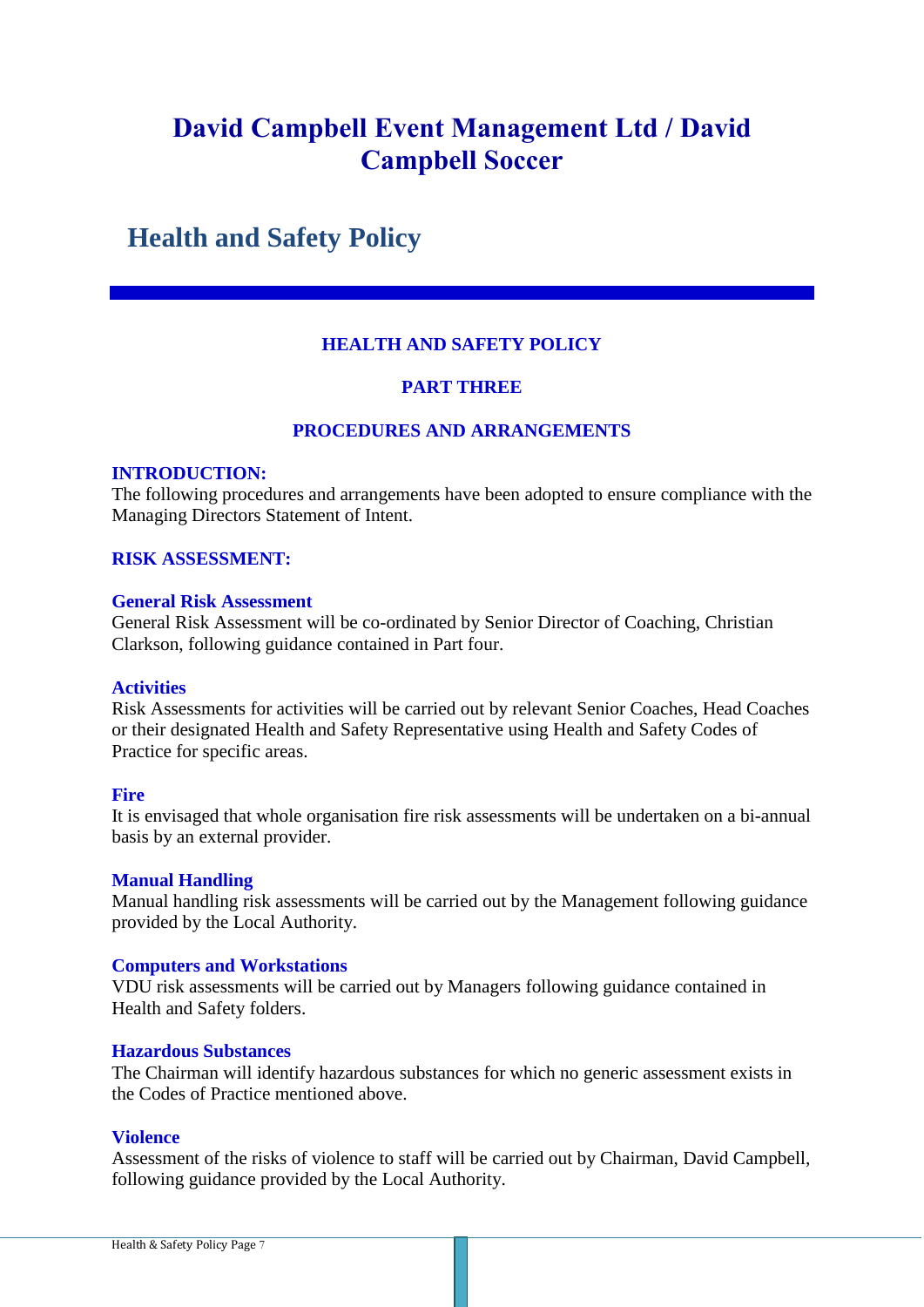# David Campbell Event Management Ltd / David Campbell Soccer

## Health and Safety Policy

**HEALTH AND SAFETY POLICY**

**PART THREE**

**PROCEDURES AND ARRANGEMENTS**

**INTRODUCTION:**
The following procedures and arrangements have been adopted to ensure compliance with the Managing Directors Statement of Intent.

**RISK ASSESSMENT:**

**General Risk Assessment**
General Risk Assessment will be co-ordinated by Senior Director of Coaching, Christian Clarkson, following guidance contained in Part four.

**Activities**
Risk Assessments for activities will be carried out by relevant Senior Coaches, Head Coaches or their designated Health and Safety Representative using Health and Safety Codes of Practice for specific areas.

**Fire**
It is envisaged that whole organisation fire risk assessments will be undertaken on a bi-annual basis by an external provider.

**Manual Handling**
Manual handling risk assessments will be carried out by the Management following guidance provided by the Local Authority.

**Computers and Workstations**
VDU risk assessments will be carried out by Managers following guidance contained in Health and Safety folders.

**Hazardous Substances**
The Chairman will identify hazardous substances for which no generic assessment exists in the Codes of Practice mentioned above.

**Violence**
Assessment of the risks of violence to staff will be carried out by Chairman, David Campbell, following guidance provided by the Local Authority.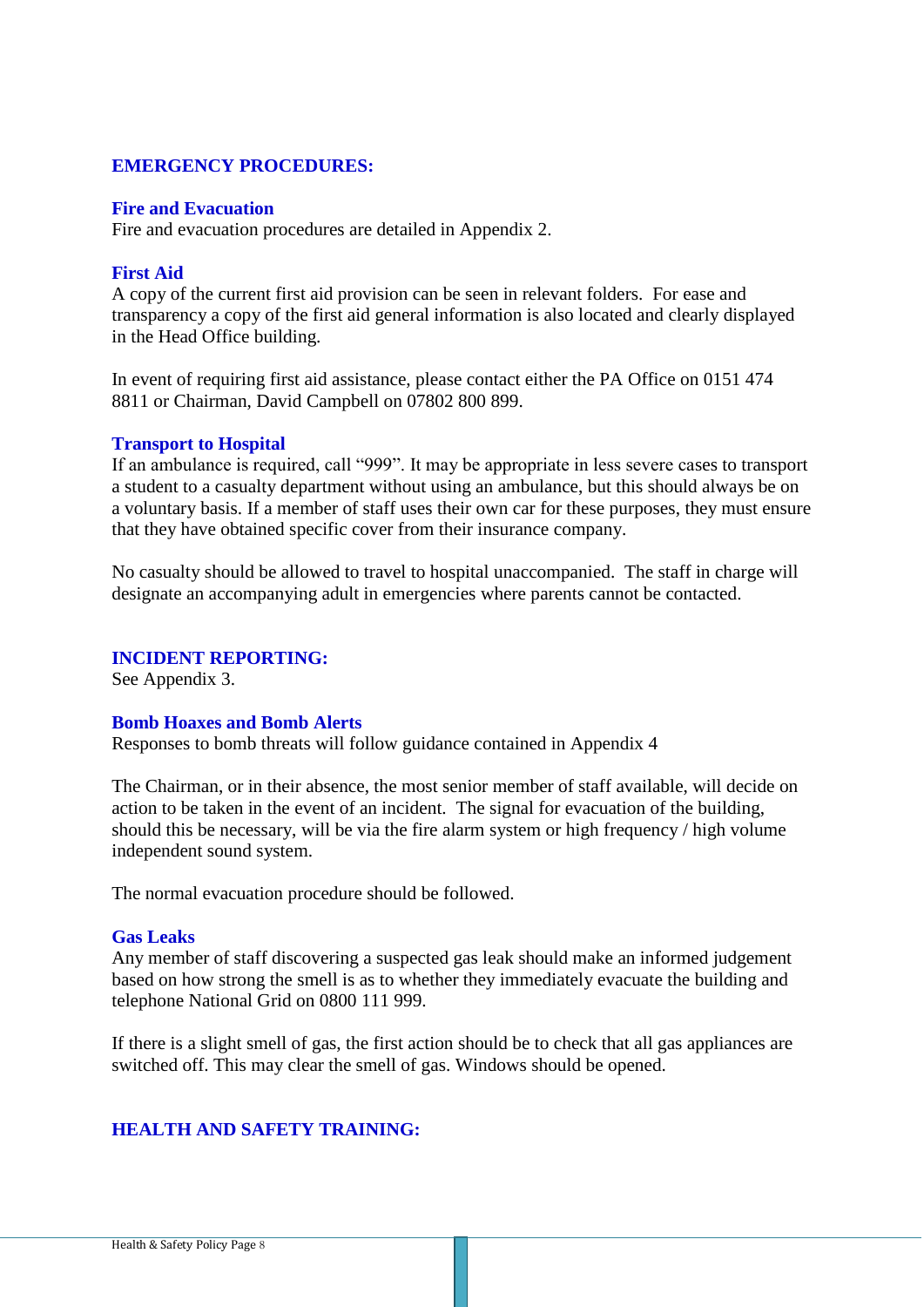## EMERGENCY PROCEDURES:

### Fire and Evacuation

Fire and evacuation procedures are detailed in Appendix 2.

### First Aid

A copy of the current first aid provision can be seen in relevant folders. For ease and transparency a copy of the first aid general information is also located and clearly displayed in the Head Office building.

In event of requiring first aid assistance, please contact either the PA Office on 0151 474 8811 or Chairman, David Campbell on 07802 800 899.

### Transport to Hospital

If an ambulance is required, call "999". It may be appropriate in less severe cases to transport a student to a casualty department without using an ambulance, but this should always be on a voluntary basis. If a member of staff uses their own car for these purposes, they must ensure that they have obtained specific cover from their insurance company.

No casualty should be allowed to travel to hospital unaccompanied. The staff in charge will designate an accompanying adult in emergencies where parents cannot be contacted.

## INCIDENT REPORTING:

See Appendix 3.

### Bomb Hoaxes and Bomb Alerts

Responses to bomb threats will follow guidance contained in Appendix 4

The Chairman, or in their absence, the most senior member of staff available, will decide on action to be taken in the event of an incident. The signal for evacuation of the building, should this be necessary, will be via the fire alarm system or high frequency / high volume independent sound system.

The normal evacuation procedure should be followed.

### Gas Leaks

Any member of staff discovering a suspected gas leak should make an informed judgement based on how strong the smell is as to whether they immediately evacuate the building and telephone National Grid on 0800 111 999.

If there is a slight smell of gas, the first action should be to check that all gas appliances are switched off. This may clear the smell of gas. Windows should be opened.

## HEALTH AND SAFETY TRAINING: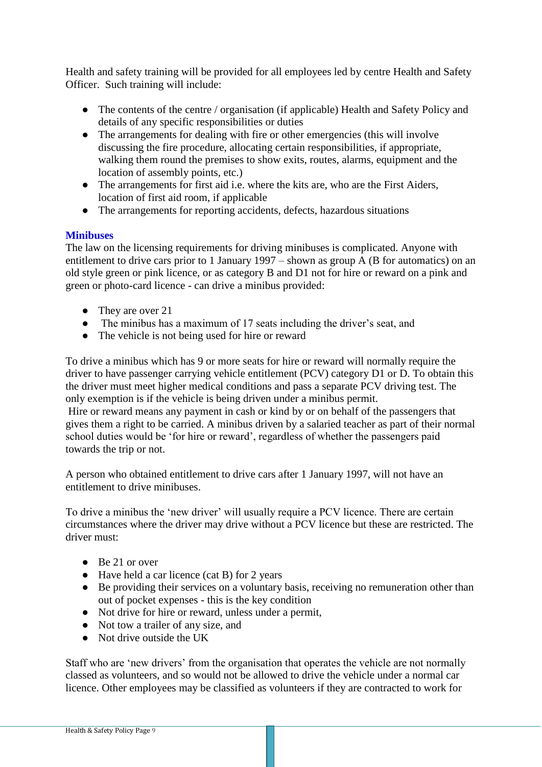Health and safety training will be provided for all employees led by centre Health and Safety Officer. Such training will include:

- The contents of the centre / organisation (if applicable) Health and Safety Policy and details of any specific responsibilities or duties
- The arrangements for dealing with fire or other emergencies (this will involve discussing the fire procedure, allocating certain responsibilities, if appropriate, walking them round the premises to show exits, routes, alarms, equipment and the location of assembly points, etc.)
- The arrangements for first aid i.e. where the kits are, who are the First Aiders, location of first aid room, if applicable
- The arrangements for reporting accidents, defects, hazardous situations

## Minibuses

The law on the licensing requirements for driving minibuses is complicated. Anyone with entitlement to drive cars prior to 1 January 1997 – shown as group A (B for automatics) on an old style green or pink licence, or as category B and D1 not for hire or reward on a pink and green or photo-card licence - can drive a minibus provided:

- They are over 21
- The minibus has a maximum of 17 seats including the driver's seat, and
- The vehicle is not being used for hire or reward

To drive a minibus which has 9 or more seats for hire or reward will normally require the driver to have passenger carrying vehicle entitlement (PCV) category D1 or D. To obtain this the driver must meet higher medical conditions and pass a separate PCV driving test. The only exemption is if the vehicle is being driven under a minibus permit.
Hire or reward means any payment in cash or kind by or on behalf of the passengers that gives them a right to be carried. A minibus driven by a salaried teacher as part of their normal school duties would be 'for hire or reward', regardless of whether the passengers paid towards the trip or not.

A person who obtained entitlement to drive cars after 1 January 1997, will not have an entitlement to drive minibuses.

To drive a minibus the 'new driver' will usually require a PCV licence. There are certain circumstances where the driver may drive without a PCV licence but these are restricted. The driver must:

- Be 21 or over
- Have held a car licence (cat B) for 2 years
- Be providing their services on a voluntary basis, receiving no remuneration other than out of pocket expenses - this is the key condition
- Not drive for hire or reward, unless under a permit,
- Not tow a trailer of any size, and
- Not drive outside the UK

Staff who are 'new drivers' from the organisation that operates the vehicle are not normally classed as volunteers, and so would not be allowed to drive the vehicle under a normal car licence. Other employees may be classified as volunteers if they are contracted to work for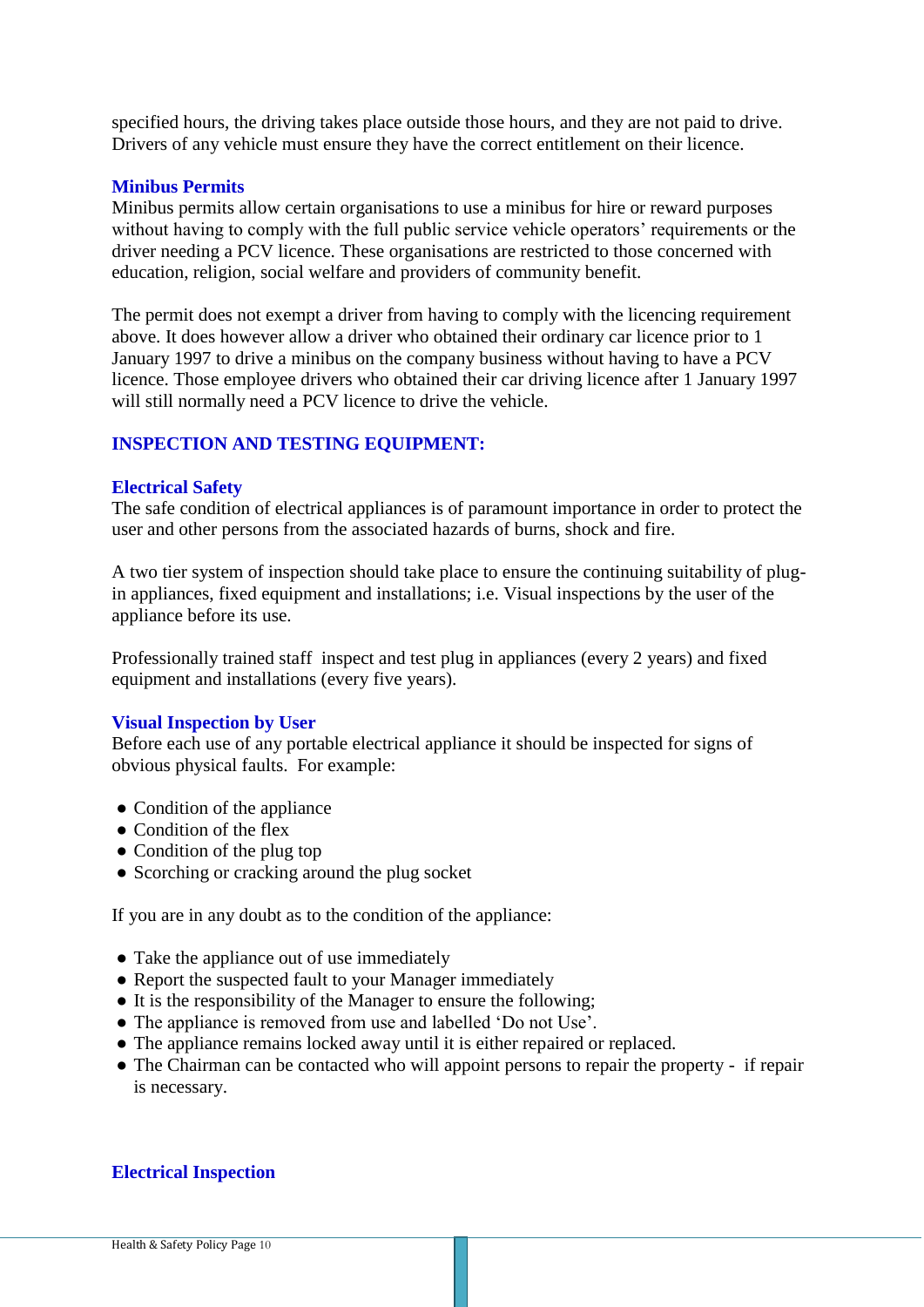specified hours, the driving takes place outside those hours, and they are not paid to drive. Drivers of any vehicle must ensure they have the correct entitlement on their licence.

### Minibus Permits

Minibus permits allow certain organisations to use a minibus for hire or reward purposes without having to comply with the full public service vehicle operators' requirements or the driver needing a PCV licence. These organisations are restricted to those concerned with education, religion, social welfare and providers of community benefit.

The permit does not exempt a driver from having to comply with the licencing requirement above. It does however allow a driver who obtained their ordinary car licence prior to 1 January 1997 to drive a minibus on the company business without having to have a PCV licence. Those employee drivers who obtained their car driving licence after 1 January 1997 will still normally need a PCV licence to drive the vehicle.

## INSPECTION AND TESTING EQUIPMENT:

### Electrical Safety

The safe condition of electrical appliances is of paramount importance in order to protect the user and other persons from the associated hazards of burns, shock and fire.

A two tier system of inspection should take place to ensure the continuing suitability of plug-in appliances, fixed equipment and installations; i.e. Visual inspections by the user of the appliance before its use.

Professionally trained staff inspect and test plug in appliances (every 2 years) and fixed equipment and installations (every five years).

### Visual Inspection by User

Before each use of any portable electrical appliance it should be inspected for signs of obvious physical faults. For example:

- Condition of the appliance
- Condition of the flex
- Condition of the plug top
- Scorching or cracking around the plug socket

If you are in any doubt as to the condition of the appliance:

- Take the appliance out of use immediately
- Report the suspected fault to your Manager immediately
- It is the responsibility of the Manager to ensure the following;
- The appliance is removed from use and labelled 'Do not Use'.
- The appliance remains locked away until it is either repaired or replaced.
- The Chairman can be contacted who will appoint persons to repair the property - if repair is necessary.

### Electrical Inspection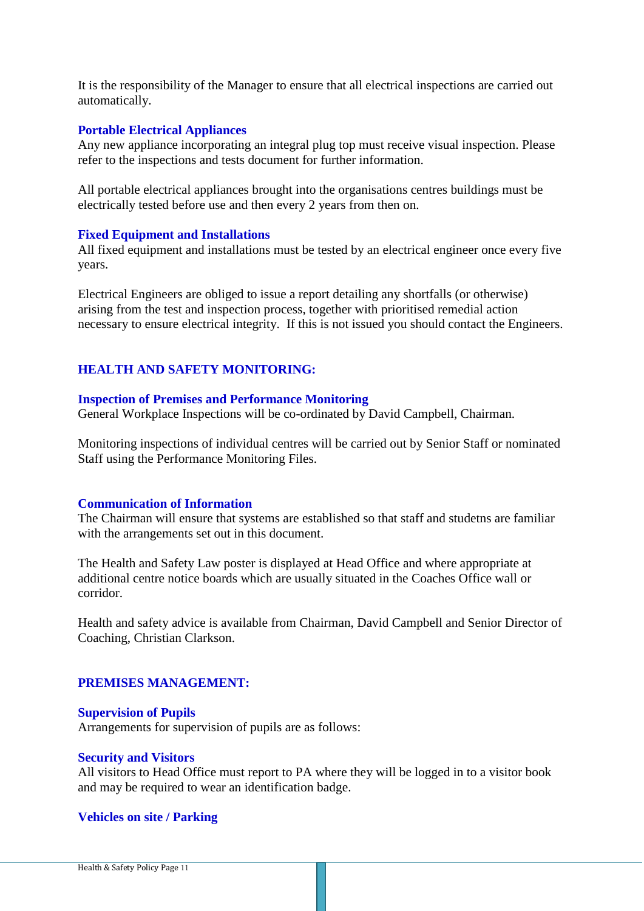It is the responsibility of the Manager to ensure that all electrical inspections are carried out automatically.

### Portable Electrical Appliances

Any new appliance incorporating an integral plug top must receive visual inspection. Please refer to the inspections and tests document for further information.

All portable electrical appliances brought into the organisations centres buildings must be electrically tested before use and then every 2 years from then on.

### Fixed Equipment and Installations

All fixed equipment and installations must be tested by an electrical engineer once every five years.

Electrical Engineers are obliged to issue a report detailing any shortfalls (or otherwise) arising from the test and inspection process, together with prioritised remedial action necessary to ensure electrical integrity. If this is not issued you should contact the Engineers.

## HEALTH AND SAFETY MONITORING:

### Inspection of Premises and Performance Monitoring

General Workplace Inspections will be co-ordinated by David Campbell, Chairman.

Monitoring inspections of individual centres will be carried out by Senior Staff or nominated Staff using the Performance Monitoring Files.

### Communication of Information

The Chairman will ensure that systems are established so that staff and studetns are familiar with the arrangements set out in this document.

The Health and Safety Law poster is displayed at Head Office and where appropriate at additional centre notice boards which are usually situated in the Coaches Office wall or corridor.

Health and safety advice is available from Chairman, David Campbell and Senior Director of Coaching, Christian Clarkson.

## PREMISES MANAGEMENT:

### Supervision of Pupils

Arrangements for supervision of pupils are as follows:

### Security and Visitors

All visitors to Head Office must report to PA where they will be logged in to a visitor book and may be required to wear an identification badge.

### Vehicles on site / Parking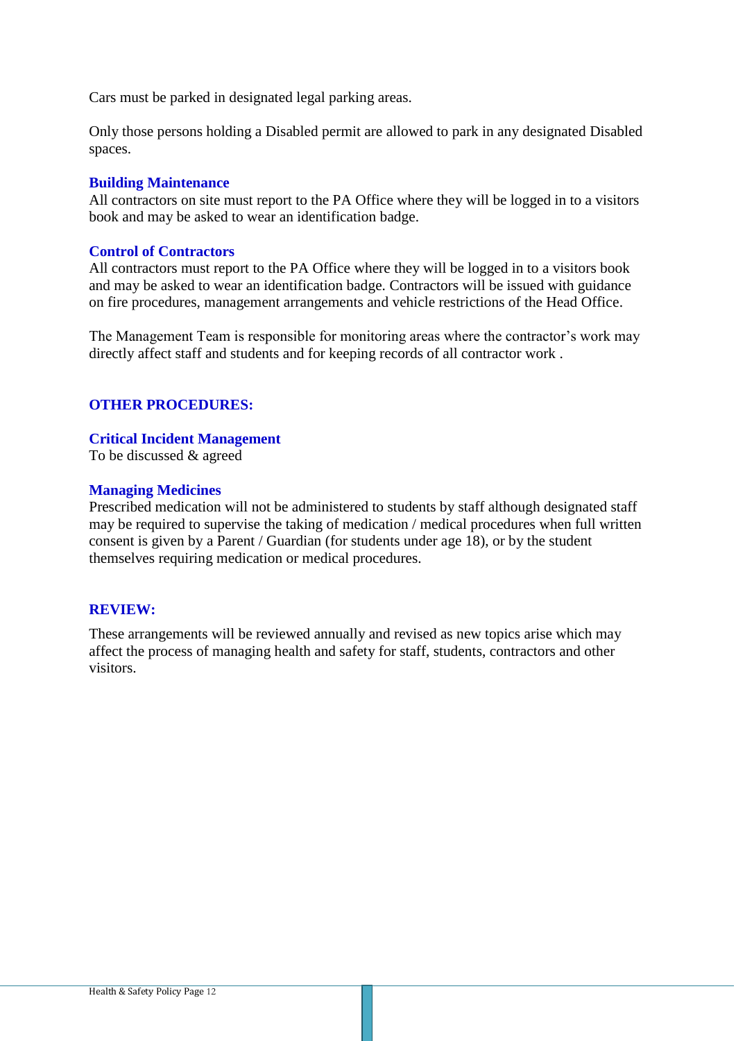Cars must be parked in designated legal parking areas.

Only those persons holding a Disabled permit are allowed to park in any designated Disabled spaces.

### Building Maintenance

All contractors on site must report to the PA Office where they will be logged in to a visitors book and may be asked to wear an identification badge.

### Control of Contractors

All contractors must report to the PA Office where they will be logged in to a visitors book and may be asked to wear an identification badge. Contractors will be issued with guidance on fire procedures, management arrangements and vehicle restrictions of the Head Office.

The Management Team is responsible for monitoring areas where the contractor's work may directly affect staff and students and for keeping records of all contractor work .

## OTHER PROCEDURES:

### Critical Incident Management

To be discussed & agreed

### Managing Medicines

Prescribed medication will not be administered to students by staff although designated staff may be required to supervise the taking of medication / medical procedures when full written consent is given by a Parent / Guardian (for students under age 18), or by the student themselves requiring medication or medical procedures.

## REVIEW:

These arrangements will be reviewed annually and revised as new topics arise which may affect the process of managing health and safety for staff, students, contractors and other visitors.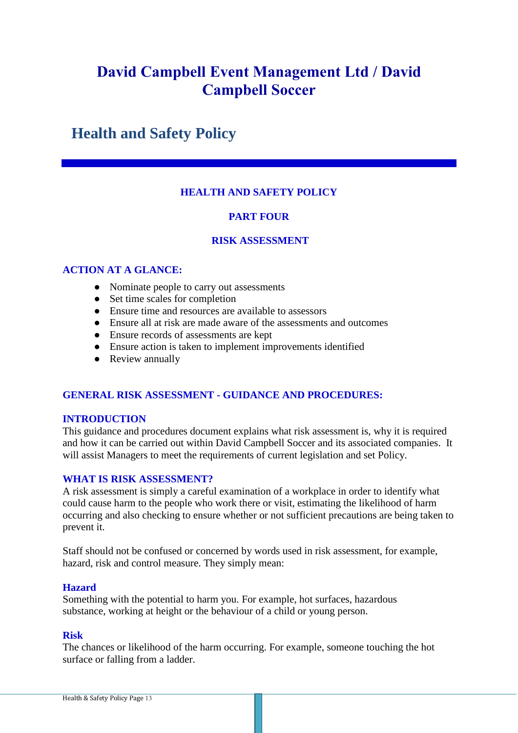# David Campbell Event Management Ltd / David Campbell Soccer

## Health and Safety Policy

### HEALTH AND SAFETY POLICY

### PART FOUR

### RISK ASSESSMENT

**ACTION AT A GLANCE:**

- Nominate people to carry out assessments
- Set time scales for completion
- Ensure time and resources are available to assessors
- Ensure all at risk are made aware of the assessments and outcomes
- Ensure records of assessments are kept
- Ensure action is taken to implement improvements identified
- Review annually

**GENERAL RISK ASSESSMENT - GUIDANCE AND PROCEDURES:**

**INTRODUCTION**

This guidance and procedures document explains what risk assessment is, why it is required and how it can be carried out within David Campbell Soccer and its associated companies. It will assist Managers to meet the requirements of current legislation and set Policy.

**WHAT IS RISK ASSESSMENT?**

A risk assessment is simply a careful examination of a workplace in order to identify what could cause harm to the people who work there or visit, estimating the likelihood of harm occurring and also checking to ensure whether or not sufficient precautions are being taken to prevent it.

Staff should not be confused or concerned by words used in risk assessment, for example, hazard, risk and control measure. They simply mean:

**Hazard**

Something with the potential to harm you. For example, hot surfaces, hazardous substance, working at height or the behaviour of a child or young person.

**Risk**

The chances or likelihood of the harm occurring. For example, someone touching the hot surface or falling from a ladder.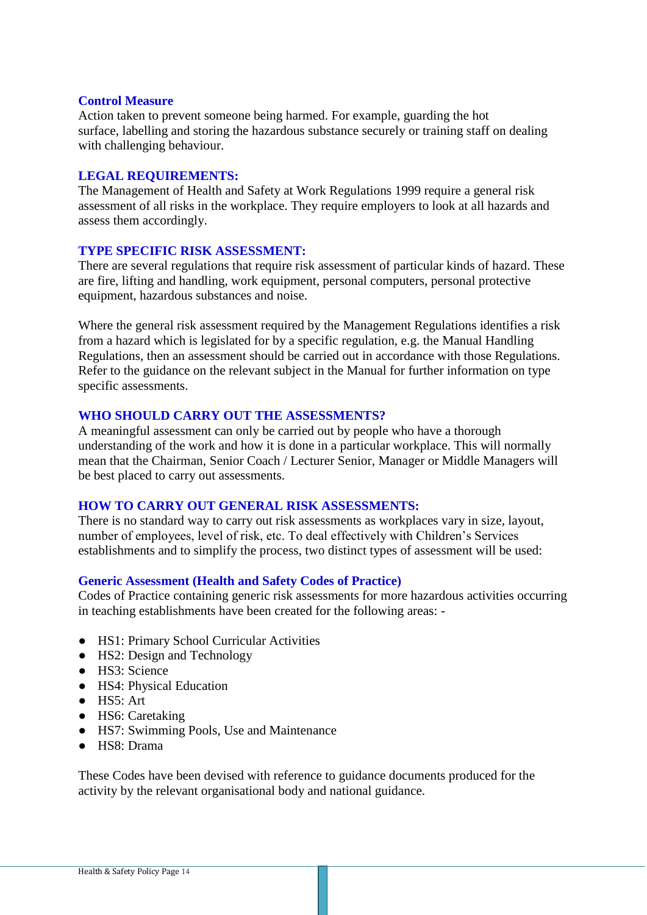### Control Measure

Action taken to prevent someone being harmed. For example, guarding the hot surface, labelling and storing the hazardous substance securely or training staff on dealing with challenging behaviour.

### LEGAL REQUIREMENTS:

The Management of Health and Safety at Work Regulations 1999 require a general risk assessment of all risks in the workplace. They require employers to look at all hazards and assess them accordingly.

### TYPE SPECIFIC RISK ASSESSMENT:

There are several regulations that require risk assessment of particular kinds of hazard. These are fire, lifting and handling, work equipment, personal computers, personal protective equipment, hazardous substances and noise.

Where the general risk assessment required by the Management Regulations identifies a risk from a hazard which is legislated for by a specific regulation, e.g. the Manual Handling Regulations, then an assessment should be carried out in accordance with those Regulations. Refer to the guidance on the relevant subject in the Manual for further information on type specific assessments.

### WHO SHOULD CARRY OUT THE ASSESSMENTS?

A meaningful assessment can only be carried out by people who have a thorough understanding of the work and how it is done in a particular workplace. This will normally mean that the Chairman, Senior Coach / Lecturer Senior, Manager or Middle Managers will be best placed to carry out assessments.

### HOW TO CARRY OUT GENERAL RISK ASSESSMENTS:

There is no standard way to carry out risk assessments as workplaces vary in size, layout, number of employees, level of risk, etc. To deal effectively with Children's Services establishments and to simplify the process, two distinct types of assessment will be used:

### Generic Assessment (Health and Safety Codes of Practice)

Codes of Practice containing generic risk assessments for more hazardous activities occurring in teaching establishments have been created for the following areas: -

- HS1: Primary School Curricular Activities
- HS2: Design and Technology
- HS3: Science
- HS4: Physical Education
- HS5: Art
- HS6: Caretaking
- HS7: Swimming Pools, Use and Maintenance
- HS8: Drama

These Codes have been devised with reference to guidance documents produced for the activity by the relevant organisational body and national guidance.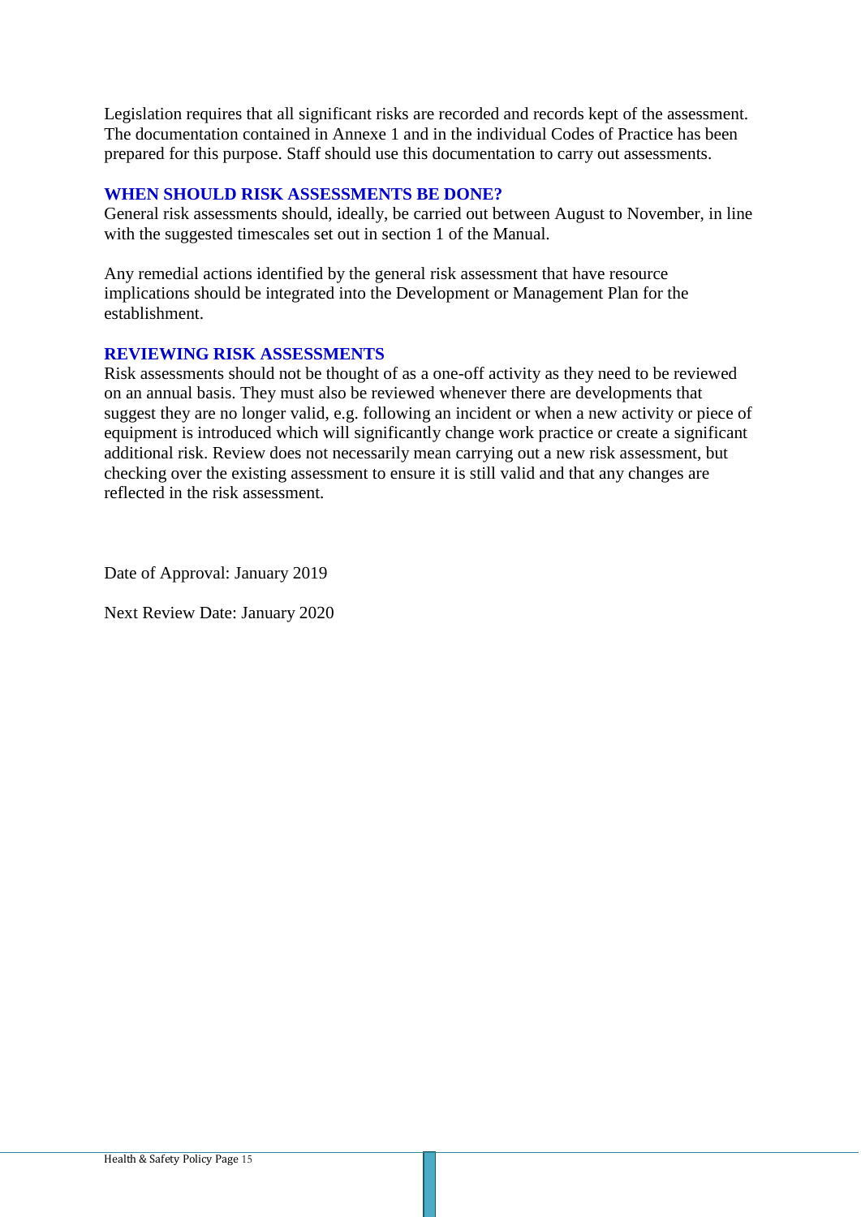Legislation requires that all significant risks are recorded and records kept of the assessment. The documentation contained in Annexe 1 and in the individual Codes of Practice has been prepared for this purpose. Staff should use this documentation to carry out assessments.

## WHEN SHOULD RISK ASSESSMENTS BE DONE?

General risk assessments should, ideally, be carried out between August to November, in line with the suggested timescales set out in section 1 of the Manual.

Any remedial actions identified by the general risk assessment that have resource implications should be integrated into the Development or Management Plan for the establishment.

## REVIEWING RISK ASSESSMENTS

Risk assessments should not be thought of as a one-off activity as they need to be reviewed on an annual basis. They must also be reviewed whenever there are developments that suggest they are no longer valid, e.g. following an incident or when a new activity or piece of equipment is introduced which will significantly change work practice or create a significant additional risk. Review does not necessarily mean carrying out a new risk assessment, but checking over the existing assessment to ensure it is still valid and that any changes are reflected in the risk assessment.

Date of Approval: January 2019

Next Review Date: January 2020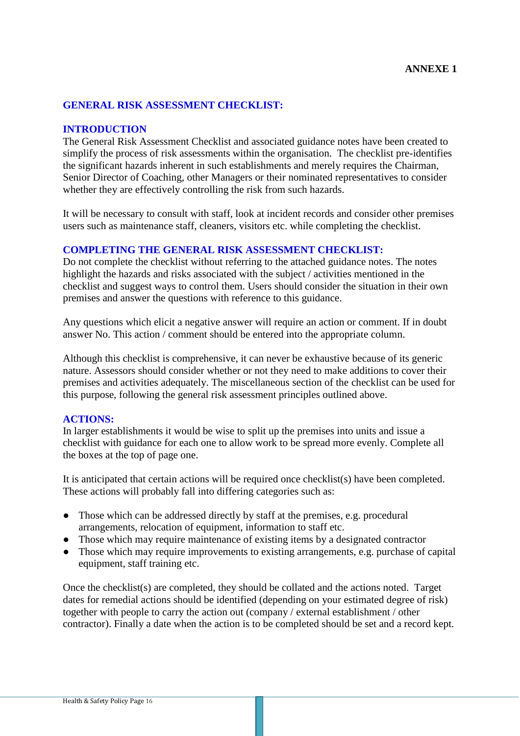**ANNEXE 1**

## GENERAL RISK ASSESSMENT CHECKLIST:

### INTRODUCTION

The General Risk Assessment Checklist and associated guidance notes have been created to simplify the process of risk assessments within the organisation. The checklist pre-identifies the significant hazards inherent in such establishments and merely requires the Chairman, Senior Director of Coaching, other Managers or their nominated representatives to consider whether they are effectively controlling the risk from such hazards.

It will be necessary to consult with staff, look at incident records and consider other premises users such as maintenance staff, cleaners, visitors etc. while completing the checklist.

### COMPLETING THE GENERAL RISK ASSESSMENT CHECKLIST:

Do not complete the checklist without referring to the attached guidance notes. The notes highlight the hazards and risks associated with the subject / activities mentioned in the checklist and suggest ways to control them. Users should consider the situation in their own premises and answer the questions with reference to this guidance.

Any questions which elicit a negative answer will require an action or comment. If in doubt answer No. This action / comment should be entered into the appropriate column.

Although this checklist is comprehensive, it can never be exhaustive because of its generic nature. Assessors should consider whether or not they need to make additions to cover their premises and activities adequately. The miscellaneous section of the checklist can be used for this purpose, following the general risk assessment principles outlined above.

### ACTIONS:

In larger establishments it would be wise to split up the premises into units and issue a checklist with guidance for each one to allow work to be spread more evenly. Complete all the boxes at the top of page one.

It is anticipated that certain actions will be required once checklist(s) have been completed. These actions will probably fall into differing categories such as:

- Those which can be addressed directly by staff at the premises, e.g. procedural arrangements, relocation of equipment, information to staff etc.
- Those which may require maintenance of existing items by a designated contractor
- Those which may require improvements to existing arrangements, e.g. purchase of capital equipment, staff training etc.

Once the checklist(s) are completed, they should be collated and the actions noted. Target dates for remedial actions should be identified (depending on your estimated degree of risk) together with people to carry the action out (company / external establishment / other contractor). Finally a date when the action is to be completed should be set and a record kept.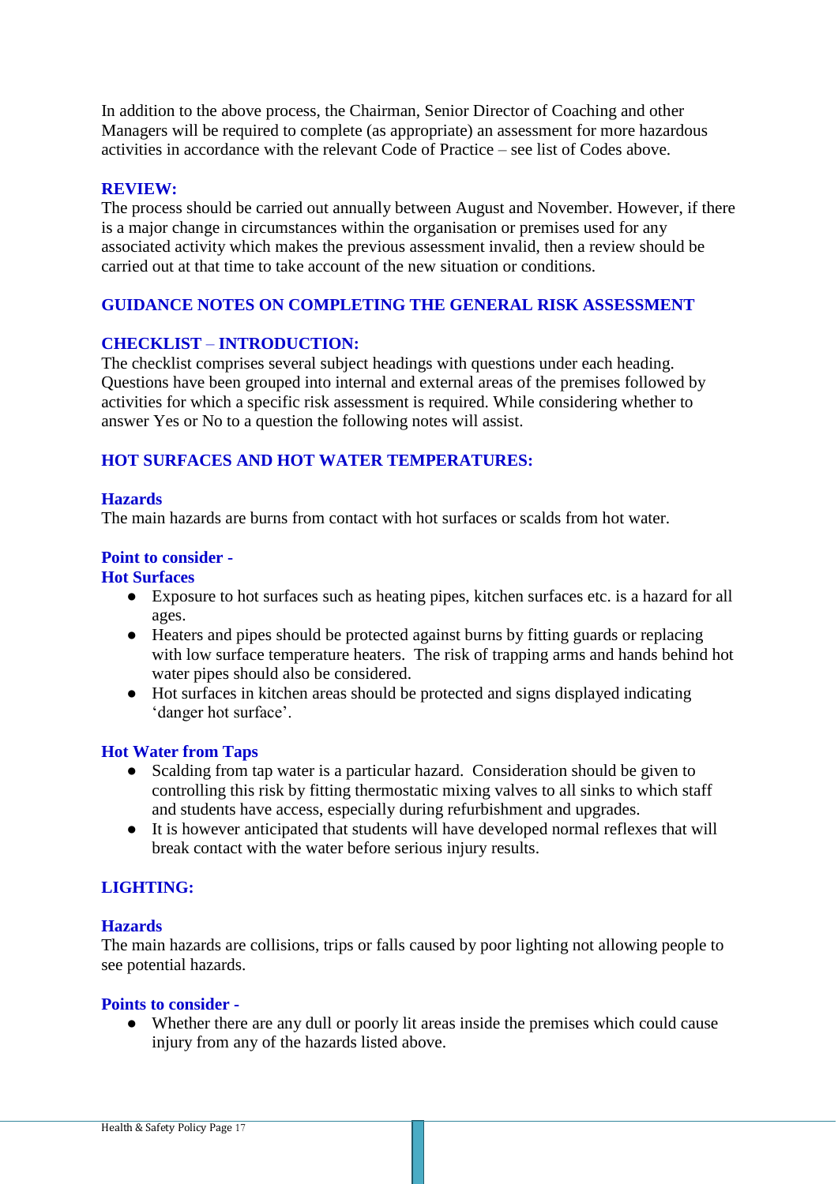In addition to the above process, the Chairman, Senior Director of Coaching and other Managers will be required to complete (as appropriate) an assessment for more hazardous activities in accordance with the relevant Code of Practice – see list of Codes above.

## REVIEW:

The process should be carried out annually between August and November. However, if there is a major change in circumstances within the organisation or premises used for any associated activity which makes the previous assessment invalid, then a review should be carried out at that time to take account of the new situation or conditions.

## GUIDANCE NOTES ON COMPLETING THE GENERAL RISK ASSESSMENT

## CHECKLIST – INTRODUCTION:

The checklist comprises several subject headings with questions under each heading. Questions have been grouped into internal and external areas of the premises followed by activities for which a specific risk assessment is required. While considering whether to answer Yes or No to a question the following notes will assist.

## HOT SURFACES AND HOT WATER TEMPERATURES:

### Hazards

The main hazards are burns from contact with hot surfaces or scalds from hot water.

### Point to consider - Hot Surfaces

- Exposure to hot surfaces such as heating pipes, kitchen surfaces etc. is a hazard for all ages.
- Heaters and pipes should be protected against burns by fitting guards or replacing with low surface temperature heaters. The risk of trapping arms and hands behind hot water pipes should also be considered.
- Hot surfaces in kitchen areas should be protected and signs displayed indicating 'danger hot surface'.

### Hot Water from Taps

- Scalding from tap water is a particular hazard. Consideration should be given to controlling this risk by fitting thermostatic mixing valves to all sinks to which staff and students have access, especially during refurbishment and upgrades.
- It is however anticipated that students will have developed normal reflexes that will break contact with the water before serious injury results.

## LIGHTING:

### Hazards

The main hazards are collisions, trips or falls caused by poor lighting not allowing people to see potential hazards.

### Points to consider -

- Whether there are any dull or poorly lit areas inside the premises which could cause injury from any of the hazards listed above.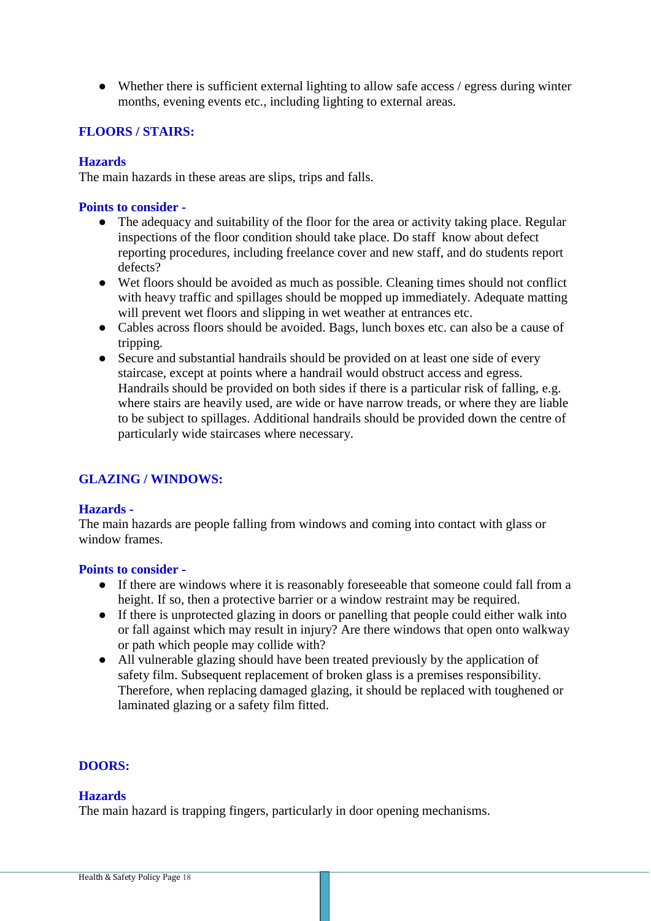- Whether there is sufficient external lighting to allow safe access / egress during winter months, evening events etc., including lighting to external areas.

## FLOORS / STAIRS:

### Hazards

The main hazards in these areas are slips, trips and falls.

### Points to consider -

- The adequacy and suitability of the floor for the area or activity taking place. Regular inspections of the floor condition should take place. Do staff know about defect reporting procedures, including freelance cover and new staff, and do students report defects?
- Wet floors should be avoided as much as possible. Cleaning times should not conflict with heavy traffic and spillages should be mopped up immediately. Adequate matting will prevent wet floors and slipping in wet weather at entrances etc.
- Cables across floors should be avoided. Bags, lunch boxes etc. can also be a cause of tripping.
- Secure and substantial handrails should be provided on at least one side of every staircase, except at points where a handrail would obstruct access and egress. Handrails should be provided on both sides if there is a particular risk of falling, e.g. where stairs are heavily used, are wide or have narrow treads, or where they are liable to be subject to spillages. Additional handrails should be provided down the centre of particularly wide staircases where necessary.

## GLAZING / WINDOWS:

### Hazards -

The main hazards are people falling from windows and coming into contact with glass or window frames.

### Points to consider -

- If there are windows where it is reasonably foreseeable that someone could fall from a height. If so, then a protective barrier or a window restraint may be required.
- If there is unprotected glazing in doors or panelling that people could either walk into or fall against which may result in injury? Are there windows that open onto walkway or path which people may collide with?
- All vulnerable glazing should have been treated previously by the application of safety film. Subsequent replacement of broken glass is a premises responsibility. Therefore, when replacing damaged glazing, it should be replaced with toughened or laminated glazing or a safety film fitted.

## DOORS:

### Hazards

The main hazard is trapping fingers, particularly in door opening mechanisms.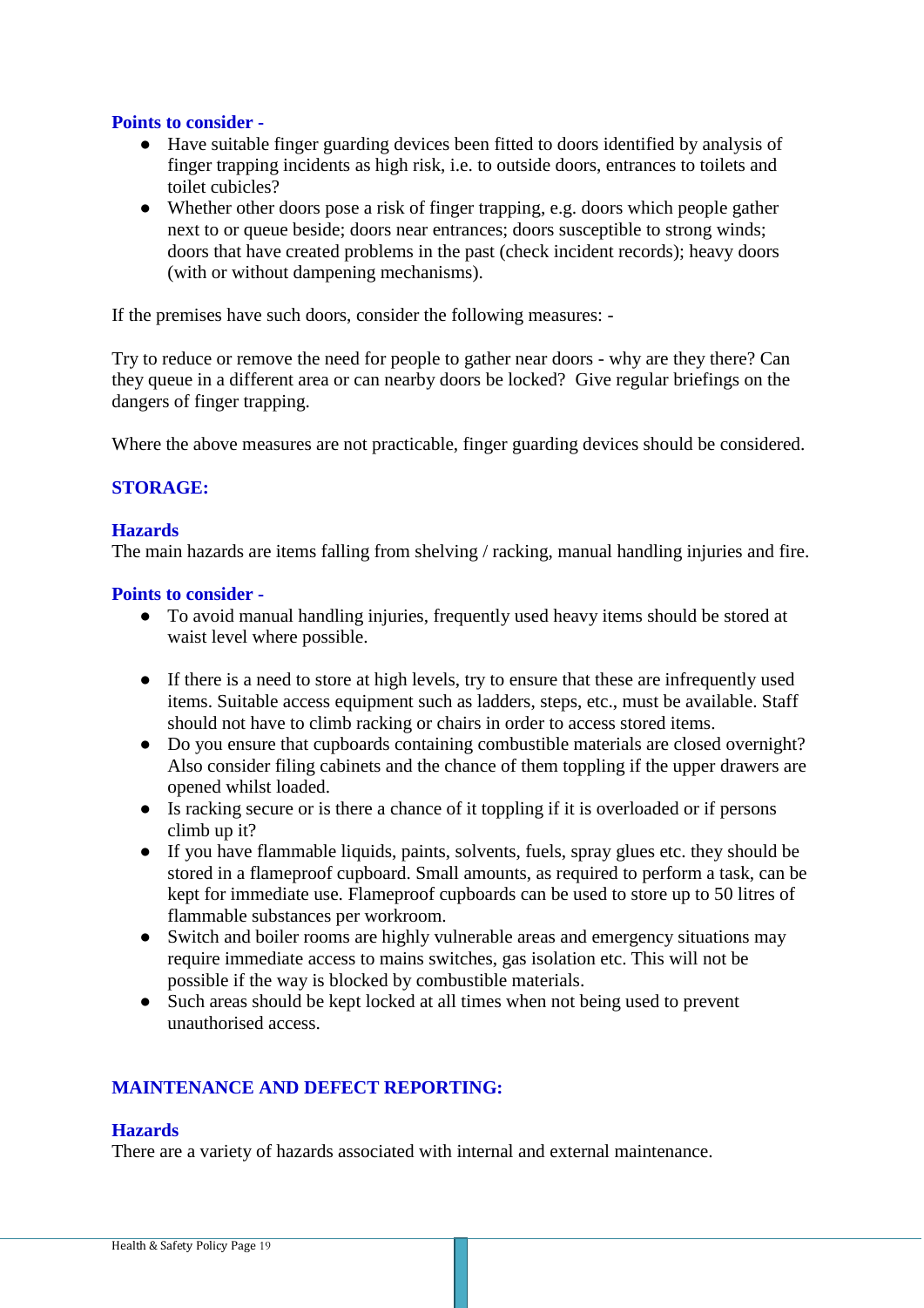**Points to consider -**

- Have suitable finger guarding devices been fitted to doors identified by analysis of finger trapping incidents as high risk, i.e. to outside doors, entrances to toilets and toilet cubicles?
- Whether other doors pose a risk of finger trapping, e.g. doors which people gather next to or queue beside; doors near entrances; doors susceptible to strong winds; doors that have created problems in the past (check incident records); heavy doors (with or without dampening mechanisms).

If the premises have such doors, consider the following measures: -

Try to reduce or remove the need for people to gather near doors - why are they there? Can they queue in a different area or can nearby doors be locked? Give regular briefings on the dangers of finger trapping.

Where the above measures are not practicable, finger guarding devices should be considered.

## STORAGE:

### Hazards

The main hazards are items falling from shelving / racking, manual handling injuries and fire.

**Points to consider -**

- To avoid manual handling injuries, frequently used heavy items should be stored at waist level where possible.
- If there is a need to store at high levels, try to ensure that these are infrequently used items. Suitable access equipment such as ladders, steps, etc., must be available. Staff should not have to climb racking or chairs in order to access stored items.
- Do you ensure that cupboards containing combustible materials are closed overnight? Also consider filing cabinets and the chance of them toppling if the upper drawers are opened whilst loaded.
- Is racking secure or is there a chance of it toppling if it is overloaded or if persons climb up it?
- If you have flammable liquids, paints, solvents, fuels, spray glues etc. they should be stored in a flameproof cupboard. Small amounts, as required to perform a task, can be kept for immediate use. Flameproof cupboards can be used to store up to 50 litres of flammable substances per workroom.
- Switch and boiler rooms are highly vulnerable areas and emergency situations may require immediate access to mains switches, gas isolation etc. This will not be possible if the way is blocked by combustible materials.
- Such areas should be kept locked at all times when not being used to prevent unauthorised access.

## MAINTENANCE AND DEFECT REPORTING:

### Hazards

There are a variety of hazards associated with internal and external maintenance.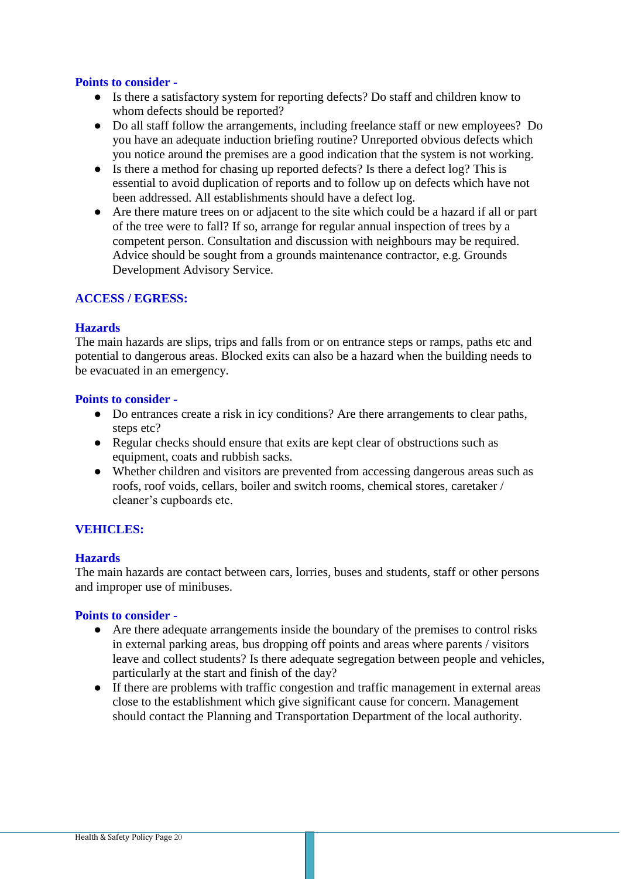**Points to consider -**

- Is there a satisfactory system for reporting defects? Do staff and children know to whom defects should be reported?
- Do all staff follow the arrangements, including freelance staff or new employees? Do you have an adequate induction briefing routine? Unreported obvious defects which you notice around the premises are a good indication that the system is not working.
- Is there a method for chasing up reported defects? Is there a defect log? This is essential to avoid duplication of reports and to follow up on defects which have not been addressed. All establishments should have a defect log.
- Are there mature trees on or adjacent to the site which could be a hazard if all or part of the tree were to fall? If so, arrange for regular annual inspection of trees by a competent person. Consultation and discussion with neighbours may be required. Advice should be sought from a grounds maintenance contractor, e.g. Grounds Development Advisory Service.

## ACCESS / EGRESS:

### Hazards

The main hazards are slips, trips and falls from or on entrance steps or ramps, paths etc and potential to dangerous areas. Blocked exits can also be a hazard when the building needs to be evacuated in an emergency.

**Points to consider -**

- Do entrances create a risk in icy conditions? Are there arrangements to clear paths, steps etc?
- Regular checks should ensure that exits are kept clear of obstructions such as equipment, coats and rubbish sacks.
- Whether children and visitors are prevented from accessing dangerous areas such as roofs, roof voids, cellars, boiler and switch rooms, chemical stores, caretaker / cleaner's cupboards etc.

## VEHICLES:

### Hazards

The main hazards are contact between cars, lorries, buses and students, staff or other persons and improper use of minibuses.

**Points to consider -**

- Are there adequate arrangements inside the boundary of the premises to control risks in external parking areas, bus dropping off points and areas where parents / visitors leave and collect students? Is there adequate segregation between people and vehicles, particularly at the start and finish of the day?
- If there are problems with traffic congestion and traffic management in external areas close to the establishment which give significant cause for concern. Management should contact the Planning and Transportation Department of the local authority.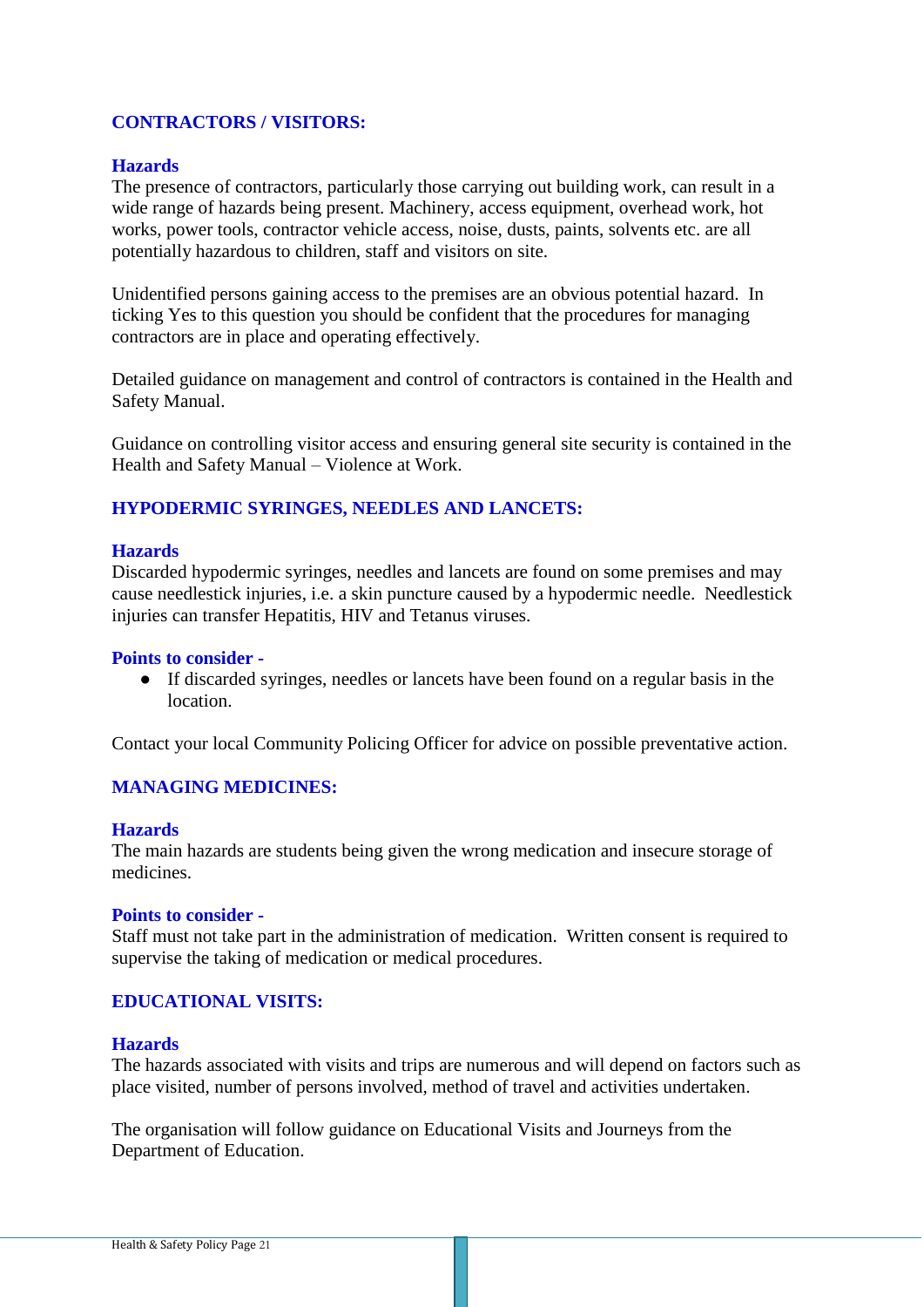## CONTRACTORS / VISITORS:

### Hazards

The presence of contractors, particularly those carrying out building work, can result in a wide range of hazards being present. Machinery, access equipment, overhead work, hot works, power tools, contractor vehicle access, noise, dusts, paints, solvents etc. are all potentially hazardous to children, staff and visitors on site.

Unidentified persons gaining access to the premises are an obvious potential hazard. In ticking Yes to this question you should be confident that the procedures for managing contractors are in place and operating effectively.

Detailed guidance on management and control of contractors is contained in the Health and Safety Manual.

Guidance on controlling visitor access and ensuring general site security is contained in the Health and Safety Manual – Violence at Work.

## HYPODERMIC SYRINGES, NEEDLES AND LANCETS:

### Hazards

Discarded hypodermic syringes, needles and lancets are found on some premises and may cause needlestick injuries, i.e. a skin puncture caused by a hypodermic needle. Needlestick injuries can transfer Hepatitis, HIV and Tetanus viruses.

### Points to consider -

- If discarded syringes, needles or lancets have been found on a regular basis in the location.

Contact your local Community Policing Officer for advice on possible preventative action.

## MANAGING MEDICINES:

### Hazards

The main hazards are students being given the wrong medication and insecure storage of medicines.

### Points to consider -

Staff must not take part in the administration of medication. Written consent is required to supervise the taking of medication or medical procedures.

## EDUCATIONAL VISITS:

### Hazards

The hazards associated with visits and trips are numerous and will depend on factors such as place visited, number of persons involved, method of travel and activities undertaken.

The organisation will follow guidance on Educational Visits and Journeys from the Department of Education.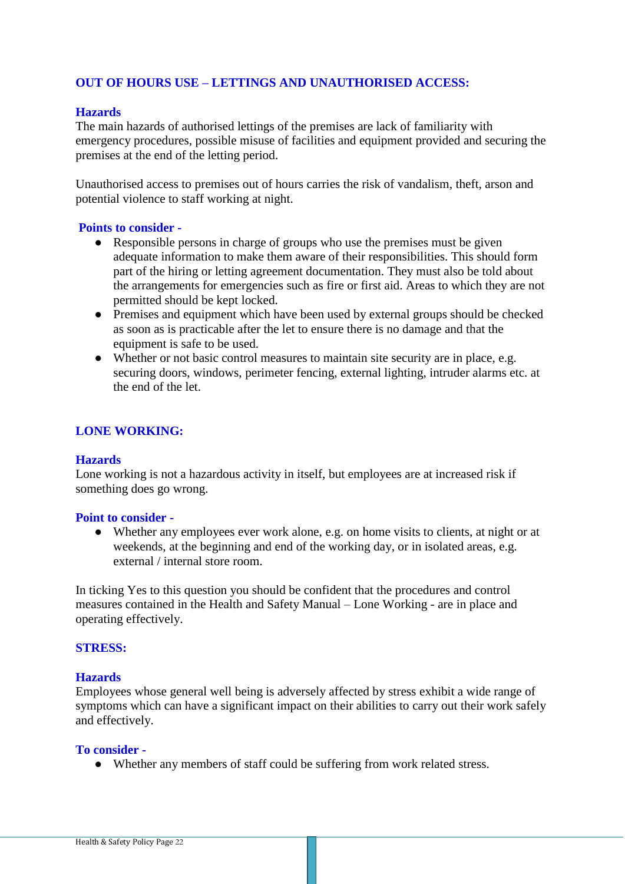## OUT OF HOURS USE – LETTINGS AND UNAUTHORISED ACCESS:

### Hazards

The main hazards of authorised lettings of the premises are lack of familiarity with emergency procedures, possible misuse of facilities and equipment provided and securing the premises at the end of the letting period.

Unauthorised access to premises out of hours carries the risk of vandalism, theft, arson and potential violence to staff working at night.

### Points to consider -

- Responsible persons in charge of groups who use the premises must be given adequate information to make them aware of their responsibilities. This should form part of the hiring or letting agreement documentation. They must also be told about the arrangements for emergencies such as fire or first aid. Areas to which they are not permitted should be kept locked.
- Premises and equipment which have been used by external groups should be checked as soon as is practicable after the let to ensure there is no damage and that the equipment is safe to be used.
- Whether or not basic control measures to maintain site security are in place, e.g. securing doors, windows, perimeter fencing, external lighting, intruder alarms etc. at the end of the let.

## LONE WORKING:

### Hazards

Lone working is not a hazardous activity in itself, but employees are at increased risk if something does go wrong.

### Point to consider -

- Whether any employees ever work alone, e.g. on home visits to clients, at night or at weekends, at the beginning and end of the working day, or in isolated areas, e.g. external / internal store room.

In ticking Yes to this question you should be confident that the procedures and control measures contained in the Health and Safety Manual – Lone Working - are in place and operating effectively.

## STRESS:

### Hazards

Employees whose general well being is adversely affected by stress exhibit a wide range of symptoms which can have a significant impact on their abilities to carry out their work safely and effectively.

### To consider -

- Whether any members of staff could be suffering from work related stress.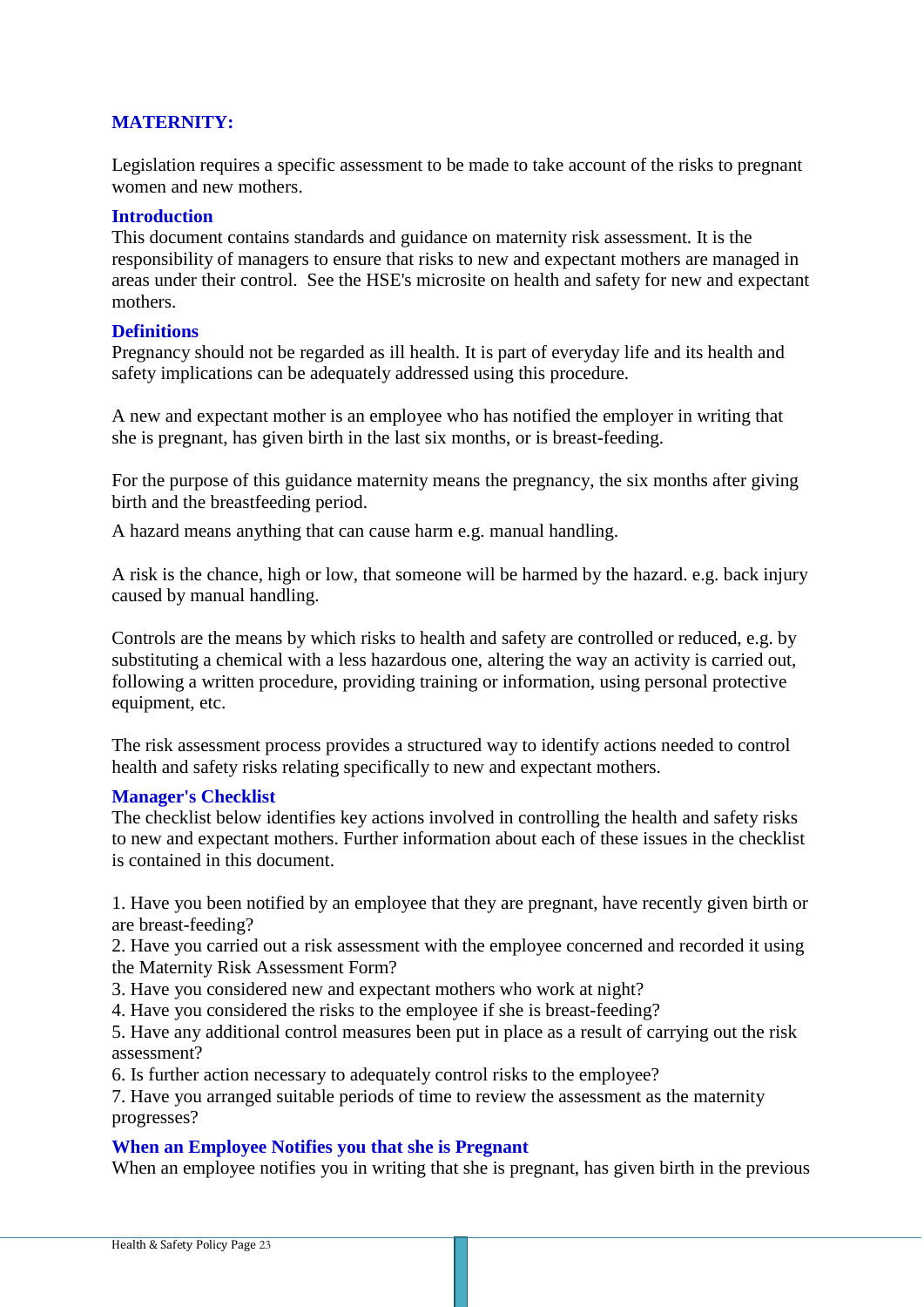## MATERNITY:

Legislation requires a specific assessment to be made to take account of the risks to pregnant women and new mothers.

### Introduction

This document contains standards and guidance on maternity risk assessment. It is the responsibility of managers to ensure that risks to new and expectant mothers are managed in areas under their control. See the HSE's microsite on health and safety for new and expectant mothers.

### Definitions

Pregnancy should not be regarded as ill health. It is part of everyday life and its health and safety implications can be adequately addressed using this procedure.

A new and expectant mother is an employee who has notified the employer in writing that she is pregnant, has given birth in the last six months, or is breast-feeding.

For the purpose of this guidance maternity means the pregnancy, the six months after giving birth and the breastfeeding period.

A hazard means anything that can cause harm e.g. manual handling.

A risk is the chance, high or low, that someone will be harmed by the hazard. e.g. back injury caused by manual handling.

Controls are the means by which risks to health and safety are controlled or reduced, e.g. by substituting a chemical with a less hazardous one, altering the way an activity is carried out, following a written procedure, providing training or information, using personal protective equipment, etc.

The risk assessment process provides a structured way to identify actions needed to control health and safety risks relating specifically to new and expectant mothers.

### Manager's Checklist

The checklist below identifies key actions involved in controlling the health and safety risks to new and expectant mothers. Further information about each of these issues in the checklist is contained in this document.

1. Have you been notified by an employee that they are pregnant, have recently given birth or are breast-feeding?
2. Have you carried out a risk assessment with the employee concerned and recorded it using the Maternity Risk Assessment Form?
3. Have you considered new and expectant mothers who work at night?
4. Have you considered the risks to the employee if she is breast-feeding?
5. Have any additional control measures been put in place as a result of carrying out the risk assessment?
6. Is further action necessary to adequately control risks to the employee?
7. Have you arranged suitable periods of time to review the assessment as the maternity progresses?

### When an Employee Notifies you that she is Pregnant

When an employee notifies you in writing that she is pregnant, has given birth in the previous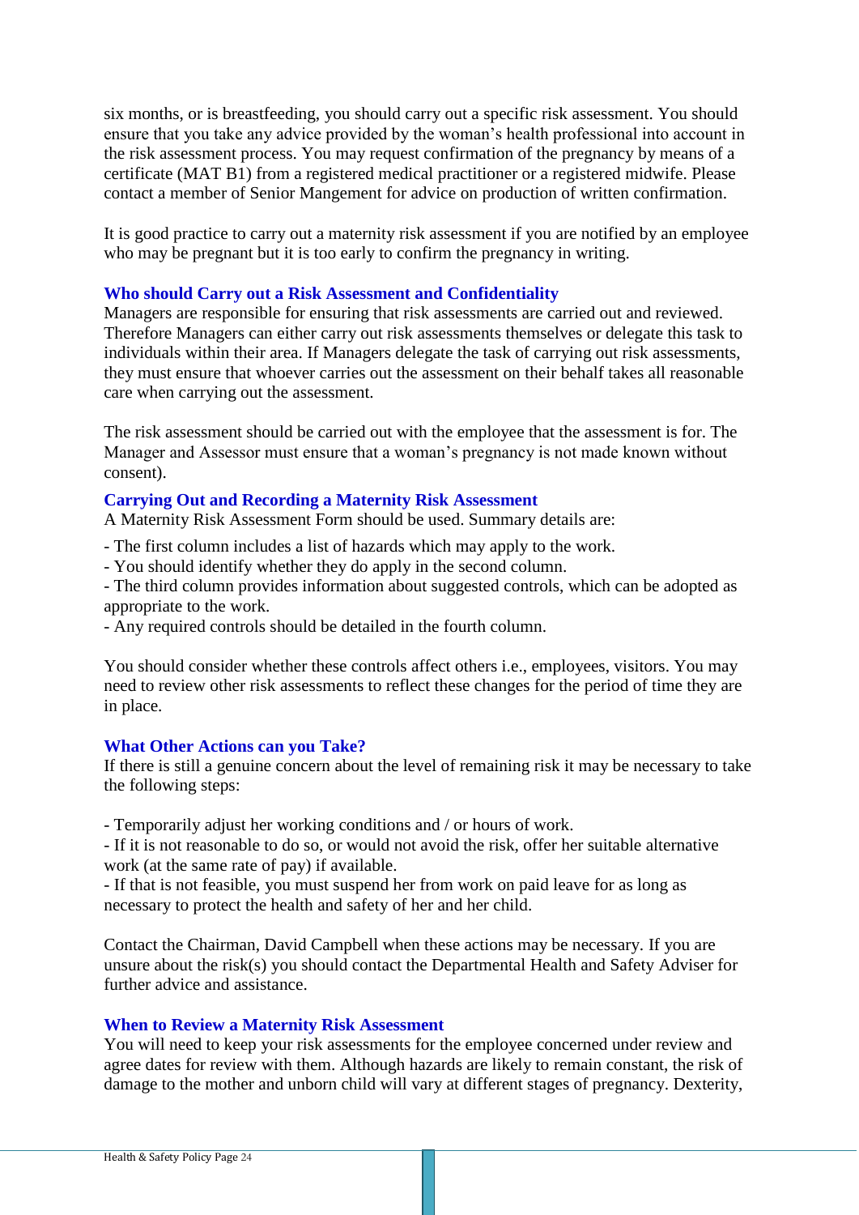six months, or is breastfeeding, you should carry out a specific risk assessment. You should ensure that you take any advice provided by the woman's health professional into account in the risk assessment process. You may request confirmation of the pregnancy by means of a certificate (MAT B1) from a registered medical practitioner or a registered midwife. Please contact a member of Senior Mangement for advice on production of written confirmation.

It is good practice to carry out a maternity risk assessment if you are notified by an employee who may be pregnant but it is too early to confirm the pregnancy in writing.

### Who should Carry out a Risk Assessment and Confidentiality

Managers are responsible for ensuring that risk assessments are carried out and reviewed. Therefore Managers can either carry out risk assessments themselves or delegate this task to individuals within their area. If Managers delegate the task of carrying out risk assessments, they must ensure that whoever carries out the assessment on their behalf takes all reasonable care when carrying out the assessment.

The risk assessment should be carried out with the employee that the assessment is for. The Manager and Assessor must ensure that a woman's pregnancy is not made known without consent).

### Carrying Out and Recording a Maternity Risk Assessment

A Maternity Risk Assessment Form should be used. Summary details are:

- The first column includes a list of hazards which may apply to the work.
- You should identify whether they do apply in the second column.
- The third column provides information about suggested controls, which can be adopted as appropriate to the work.
- Any required controls should be detailed in the fourth column.

You should consider whether these controls affect others i.e., employees, visitors. You may need to review other risk assessments to reflect these changes for the period of time they are in place.

### What Other Actions can you Take?

If there is still a genuine concern about the level of remaining risk it may be necessary to take the following steps:

- Temporarily adjust her working conditions and / or hours of work.
- If it is not reasonable to do so, or would not avoid the risk, offer her suitable alternative work (at the same rate of pay) if available.
- If that is not feasible, you must suspend her from work on paid leave for as long as necessary to protect the health and safety of her and her child.

Contact the Chairman, David Campbell when these actions may be necessary. If you are unsure about the risk(s) you should contact the Departmental Health and Safety Adviser for further advice and assistance.

### When to Review a Maternity Risk Assessment

You will need to keep your risk assessments for the employee concerned under review and agree dates for review with them. Although hazards are likely to remain constant, the risk of damage to the mother and unborn child will vary at different stages of pregnancy. Dexterity,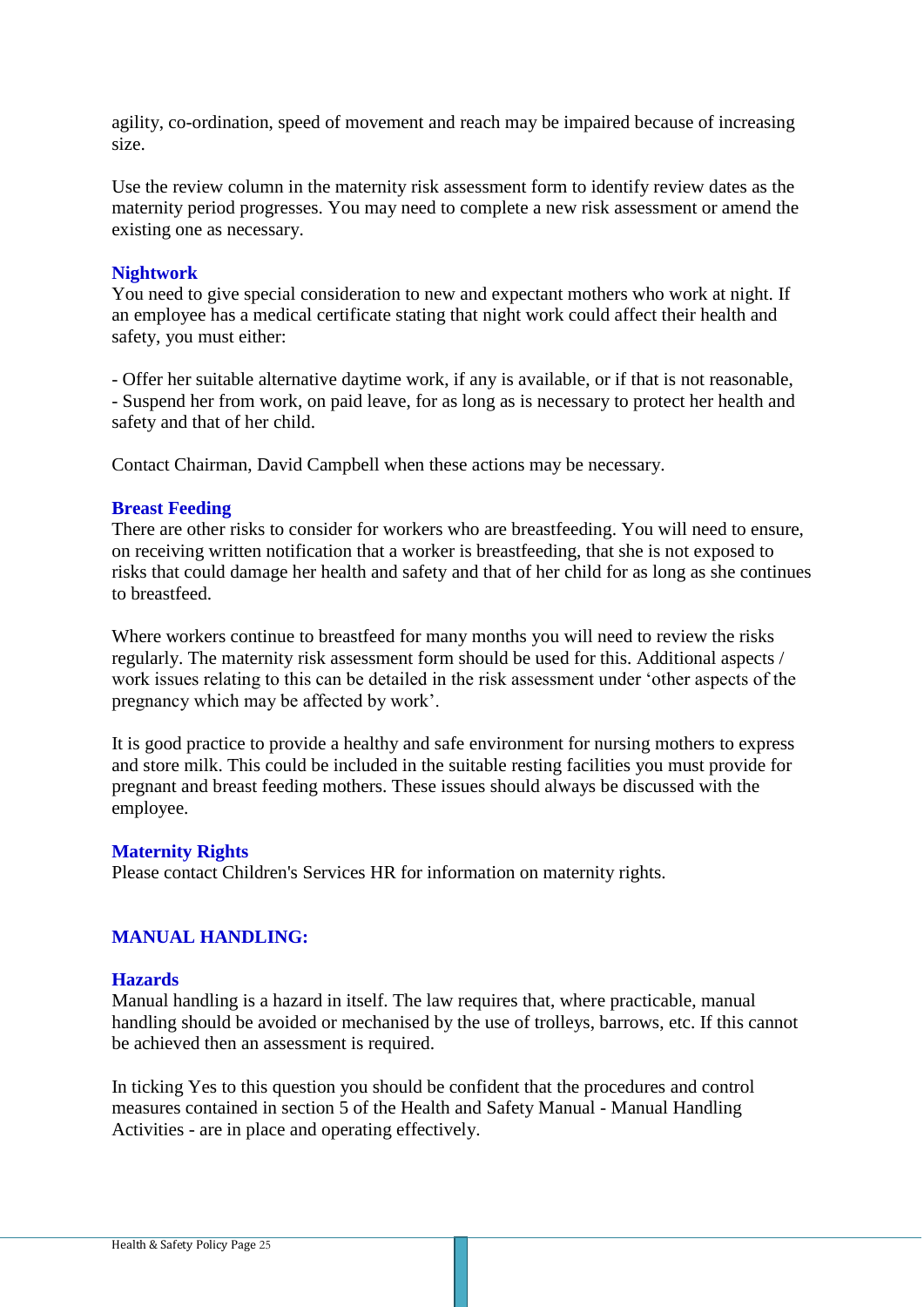agility, co-ordination, speed of movement and reach may be impaired because of increasing size.

Use the review column in the maternity risk assessment form to identify review dates as the maternity period progresses. You may need to complete a new risk assessment or amend the existing one as necessary.

### Nightwork

You need to give special consideration to new and expectant mothers who work at night. If an employee has a medical certificate stating that night work could affect their health and safety, you must either:

- Offer her suitable alternative daytime work, if any is available, or if that is not reasonable,
- Suspend her from work, on paid leave, for as long as is necessary to protect her health and safety and that of her child.

Contact Chairman, David Campbell when these actions may be necessary.

### Breast Feeding

There are other risks to consider for workers who are breastfeeding. You will need to ensure, on receiving written notification that a worker is breastfeeding, that she is not exposed to risks that could damage her health and safety and that of her child for as long as she continues to breastfeed.

Where workers continue to breastfeed for many months you will need to review the risks regularly. The maternity risk assessment form should be used for this. Additional aspects / work issues relating to this can be detailed in the risk assessment under 'other aspects of the pregnancy which may be affected by work'.

It is good practice to provide a healthy and safe environment for nursing mothers to express and store milk. This could be included in the suitable resting facilities you must provide for pregnant and breast feeding mothers. These issues should always be discussed with the employee.

### Maternity Rights

Please contact Children's Services HR for information on maternity rights.

## MANUAL HANDLING:

### Hazards

Manual handling is a hazard in itself. The law requires that, where practicable, manual handling should be avoided or mechanised by the use of trolleys, barrows, etc. If this cannot be achieved then an assessment is required.

In ticking Yes to this question you should be confident that the procedures and control measures contained in section 5 of the Health and Safety Manual - Manual Handling Activities - are in place and operating effectively.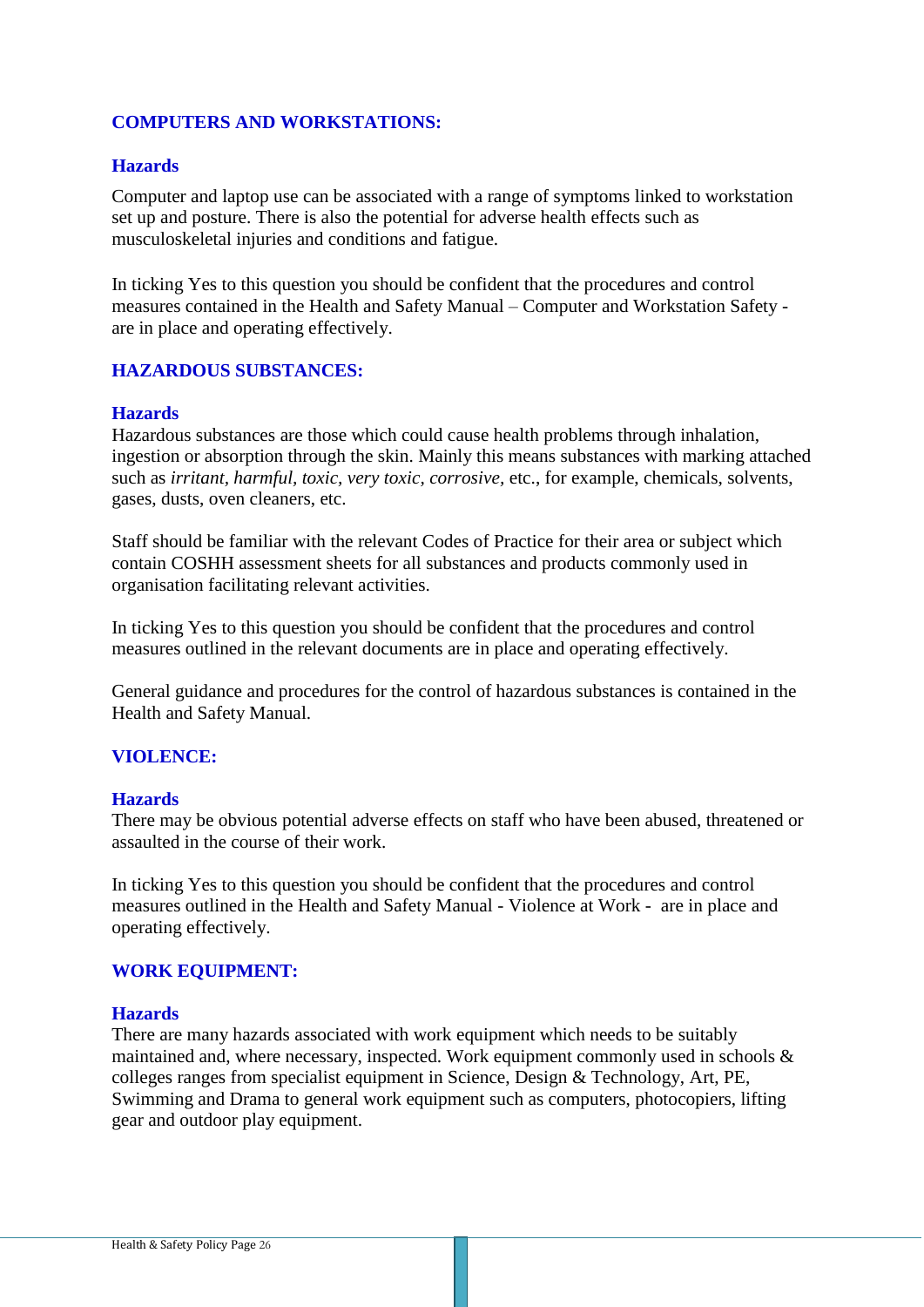## COMPUTERS AND WORKSTATIONS:

### Hazards

Computer and laptop use can be associated with a range of symptoms linked to workstation set up and posture. There is also the potential for adverse health effects such as musculoskeletal injuries and conditions and fatigue.

In ticking Yes to this question you should be confident that the procedures and control measures contained in the Health and Safety Manual – Computer and Workstation Safety - are in place and operating effectively.

## HAZARDOUS SUBSTANCES:

### Hazards

Hazardous substances are those which could cause health problems through inhalation, ingestion or absorption through the skin. Mainly this means substances with marking attached such as *irritant, harmful, toxic, very toxic, corrosive,* etc., for example, chemicals, solvents, gases, dusts, oven cleaners, etc.

Staff should be familiar with the relevant Codes of Practice for their area or subject which contain COSHH assessment sheets for all substances and products commonly used in organisation facilitating relevant activities.

In ticking Yes to this question you should be confident that the procedures and control measures outlined in the relevant documents are in place and operating effectively.

General guidance and procedures for the control of hazardous substances is contained in the Health and Safety Manual.

## VIOLENCE:

### Hazards

There may be obvious potential adverse effects on staff who have been abused, threatened or assaulted in the course of their work.

In ticking Yes to this question you should be confident that the procedures and control measures outlined in the Health and Safety Manual - Violence at Work - are in place and operating effectively.

## WORK EQUIPMENT:

### Hazards

There are many hazards associated with work equipment which needs to be suitably maintained and, where necessary, inspected. Work equipment commonly used in schools & colleges ranges from specialist equipment in Science, Design & Technology, Art, PE, Swimming and Drama to general work equipment such as computers, photocopiers, lifting gear and outdoor play equipment.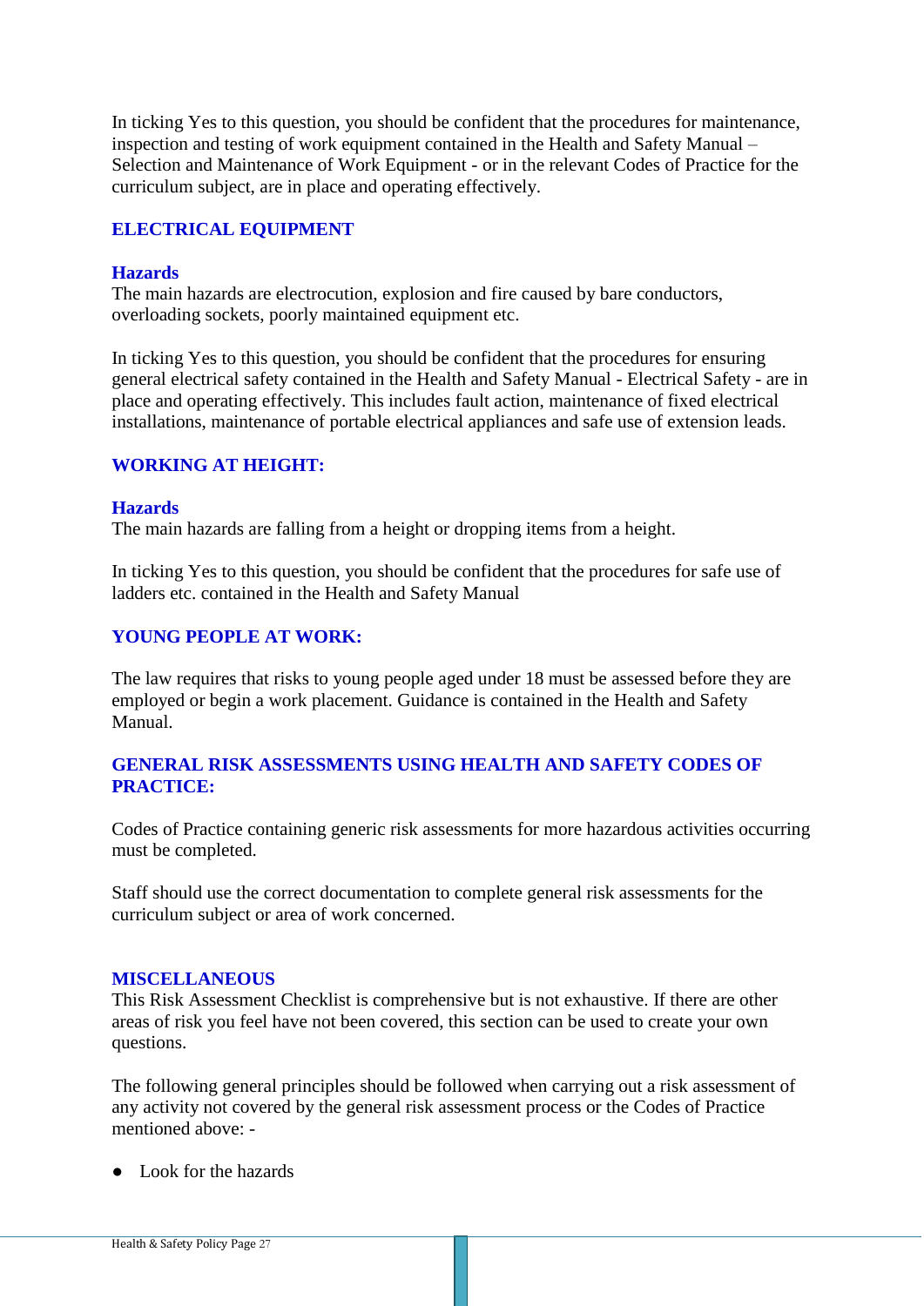In ticking Yes to this question, you should be confident that the procedures for maintenance, inspection and testing of work equipment contained in the Health and Safety Manual – Selection and Maintenance of Work Equipment - or in the relevant Codes of Practice for the curriculum subject, are in place and operating effectively.

## ELECTRICAL EQUIPMENT

### Hazards

The main hazards are electrocution, explosion and fire caused by bare conductors, overloading sockets, poorly maintained equipment etc.

In ticking Yes to this question, you should be confident that the procedures for ensuring general electrical safety contained in the Health and Safety Manual - Electrical Safety - are in place and operating effectively. This includes fault action, maintenance of fixed electrical installations, maintenance of portable electrical appliances and safe use of extension leads.

## WORKING AT HEIGHT:

### Hazards

The main hazards are falling from a height or dropping items from a height.

In ticking Yes to this question, you should be confident that the procedures for safe use of ladders etc. contained in the Health and Safety Manual

## YOUNG PEOPLE AT WORK:

The law requires that risks to young people aged under 18 must be assessed before they are employed or begin a work placement. Guidance is contained in the Health and Safety Manual.

## GENERAL RISK ASSESSMENTS USING HEALTH AND SAFETY CODES OF PRACTICE:

Codes of Practice containing generic risk assessments for more hazardous activities occurring must be completed.

Staff should use the correct documentation to complete general risk assessments for the curriculum subject or area of work concerned.

## MISCELLANEOUS

This Risk Assessment Checklist is comprehensive but is not exhaustive. If there are other areas of risk you feel have not been covered, this section can be used to create your own questions.

The following general principles should be followed when carrying out a risk assessment of any activity not covered by the general risk assessment process or the Codes of Practice mentioned above: -

- Look for the hazards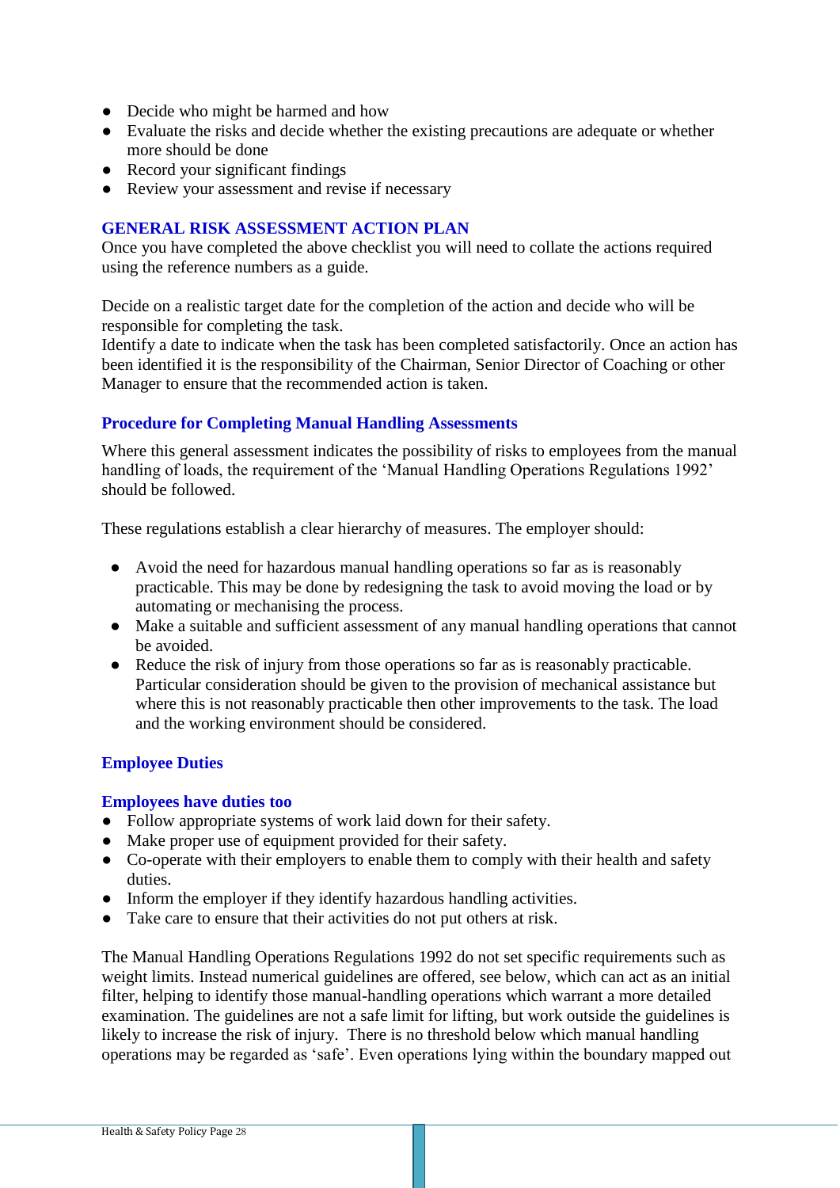- Decide who might be harmed and how
- Evaluate the risks and decide whether the existing precautions are adequate or whether more should be done
- Record your significant findings
- Review your assessment and revise if necessary

## GENERAL RISK ASSESSMENT ACTION PLAN

Once you have completed the above checklist you will need to collate the actions required using the reference numbers as a guide.

Decide on a realistic target date for the completion of the action and decide who will be responsible for completing the task.
Identify a date to indicate when the task has been completed satisfactorily. Once an action has been identified it is the responsibility of the Chairman, Senior Director of Coaching or other Manager to ensure that the recommended action is taken.

## Procedure for Completing Manual Handling Assessments

Where this general assessment indicates the possibility of risks to employees from the manual handling of loads, the requirement of the 'Manual Handling Operations Regulations 1992' should be followed.

These regulations establish a clear hierarchy of measures. The employer should:

- Avoid the need for hazardous manual handling operations so far as is reasonably practicable. This may be done by redesigning the task to avoid moving the load or by automating or mechanising the process.
- Make a suitable and sufficient assessment of any manual handling operations that cannot be avoided.
- Reduce the risk of injury from those operations so far as is reasonably practicable. Particular consideration should be given to the provision of mechanical assistance but where this is not reasonably practicable then other improvements to the task. The load and the working environment should be considered.

## Employee Duties

### Employees have duties too

- Follow appropriate systems of work laid down for their safety.
- Make proper use of equipment provided for their safety.
- Co-operate with their employers to enable them to comply with their health and safety duties.
- Inform the employer if they identify hazardous handling activities.
- Take care to ensure that their activities do not put others at risk.

The Manual Handling Operations Regulations 1992 do not set specific requirements such as weight limits. Instead numerical guidelines are offered, see below, which can act as an initial filter, helping to identify those manual-handling operations which warrant a more detailed examination. The guidelines are not a safe limit for lifting, but work outside the guidelines is likely to increase the risk of injury. There is no threshold below which manual handling operations may be regarded as 'safe'. Even operations lying within the boundary mapped out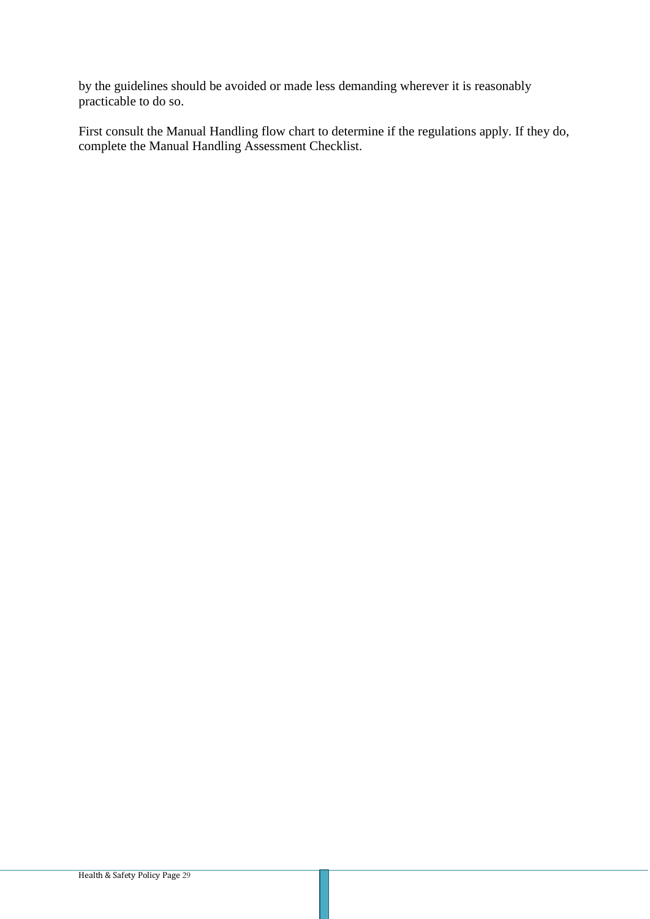by the guidelines should be avoided or made less demanding wherever it is reasonably practicable to do so.

First consult the Manual Handling flow chart to determine if the regulations apply. If they do, complete the Manual Handling Assessment Checklist.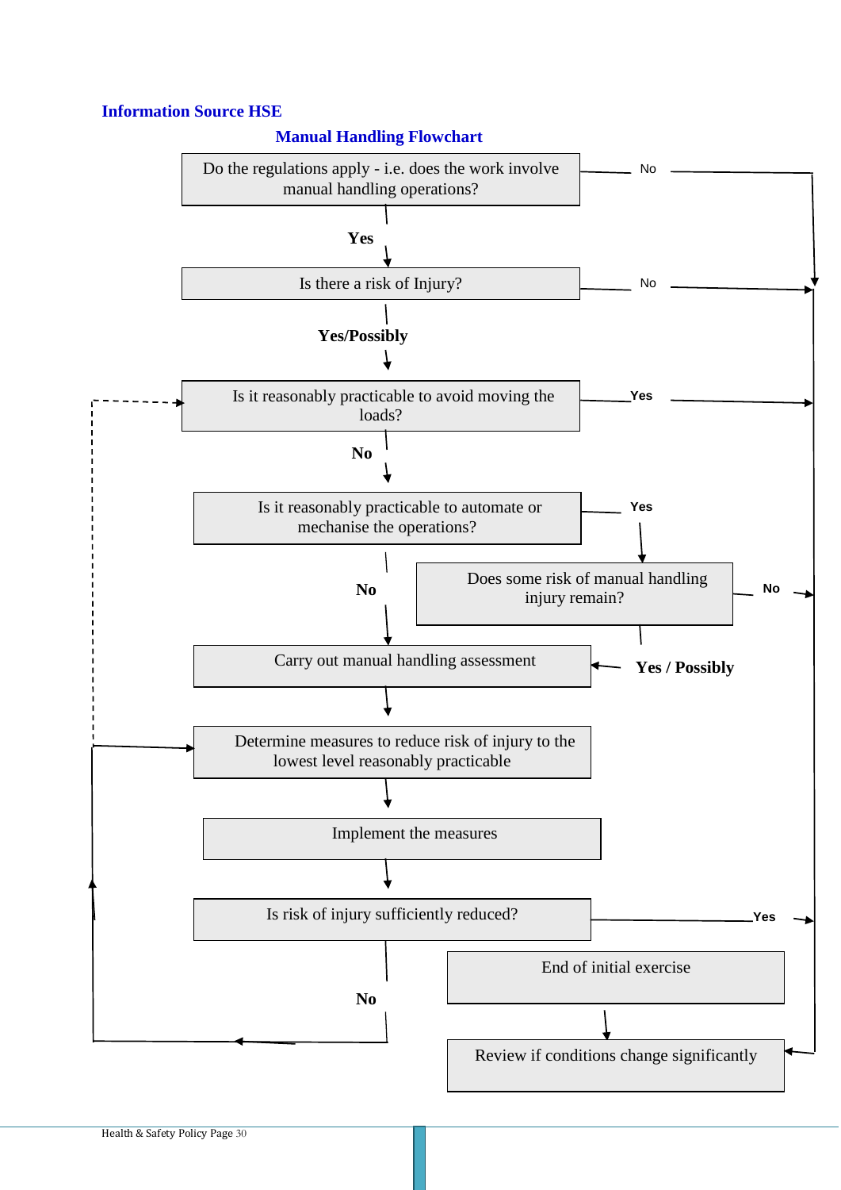**Information Source HSE**

**Manual Handling Flowchart**

Do the regulations apply - i.e. does the work involve manual handling operations?

No

**Yes**

Is there a risk of Injury?

No

**Yes/Possibly**

Is it reasonably practicable to avoid moving the loads?

Yes

**No**

Is it reasonably practicable to automate or mechanise the operations?

Yes

**No**

Does some risk of manual handling injury remain?

No

Carry out manual handling assessment

**Yes / Possibly**

Determine measures to reduce risk of injury to the lowest level reasonably practicable

Implement the measures

Is risk of injury sufficiently reduced?

Yes

**No**

End of initial exercise

Review if conditions change significantly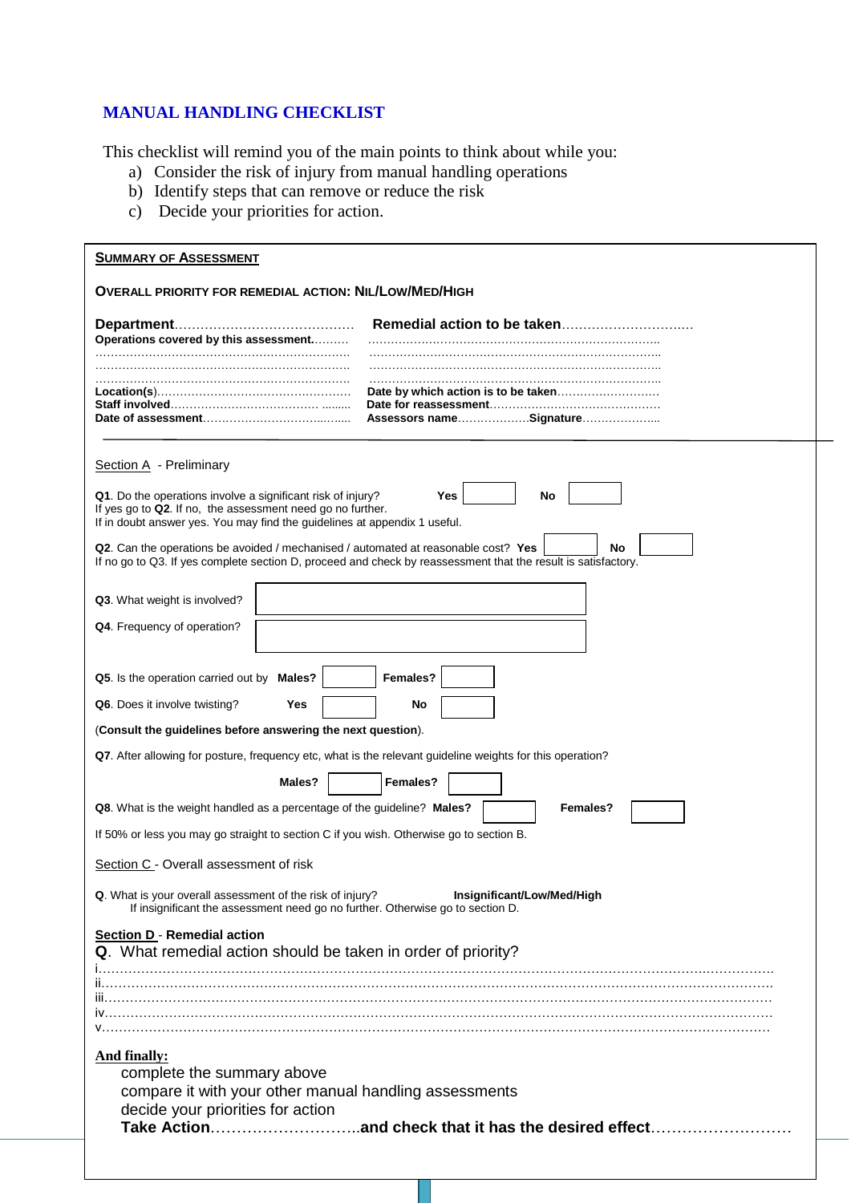# MANUAL HANDLING CHECKLIST

This checklist will remind you of the main points to think about while you:

a) Consider the risk of injury from manual handling operations
b) Identify steps that can remove or reduce the risk
c) Decide your priorities for action.

**SUMMARY OF ASSESSMENT**

**OVERALL PRIORITY FOR REMEDIAL ACTION: NIL/LOW/MED/HIGH**

**Department**……………………………………

**Operations covered by this assessment.**……….
…………………………………………………………
…………………………………………………………
…………………………………………………………

**Location(s)**………………………………………….

**Staff involved**……………………………… ……..

**Date of assessment**……………………………..…

**Remedial action to be taken**………………………..…
…………………………………………………………………..
…………………………………………………………………..
…………………………………………………………………..
…………………………………………………………………..

**Date by which action is to be taken**……………………..

**Date for reassessment**……………………………………

**Assessors name**………………**Signature**………………..

---

Section A - Preliminary

**Q1**. Do the operations involve a significant risk of injury? **Yes** ☐ **No** ☐
If yes go to **Q2**. If no, the assessment need go no further.
If in doubt answer yes. You may find the guidelines at appendix 1 useful.

**Q2**. Can the operations be avoided / mechanised / automated at reasonable cost? **Yes** ☐ **No** ☐
If no go to Q3. If yes complete section D, proceed and check by reassessment that the result is satisfactory.

**Q3**. What weight is involved? ☐

**Q4**. Frequency of operation? ☐

**Q5**. Is the operation carried out by **Males?** ☐ **Females?** ☐

**Q6**. Does it involve twisting? **Yes** ☐ **No** ☐

(**Consult the guidelines before answering the next question**).

**Q7**. After allowing for posture, frequency etc, what is the relevant guideline weights for this operation?

**Males?** ☐ **Females?** ☐

**Q8**. What is the weight handled as a percentage of the guideline? **Males?** ☐ **Females?** ☐

If 50% or less you may go straight to section C if you wish. Otherwise go to section B.

Section C - Overall assessment of risk

**Q**. What is your overall assessment of the risk of injury? **Insignificant/Low/Med/High**
If insignificant the assessment need go no further. Otherwise go to section D.

**Section D - Remedial action**

**Q**. What remedial action should be taken in order of priority?

i……………………………………………………………………………………………
ii……………………………………………………………………………………………
iii……………………………………………………………………………………………
iv……………………………………………………………………………………………
v……………………………………………………………………………………………

**And finally:**

complete the summary above
compare it with your other manual handling assessments
decide your priorities for action
**Take Action**………………………..**and check that it has the desired effect**………………………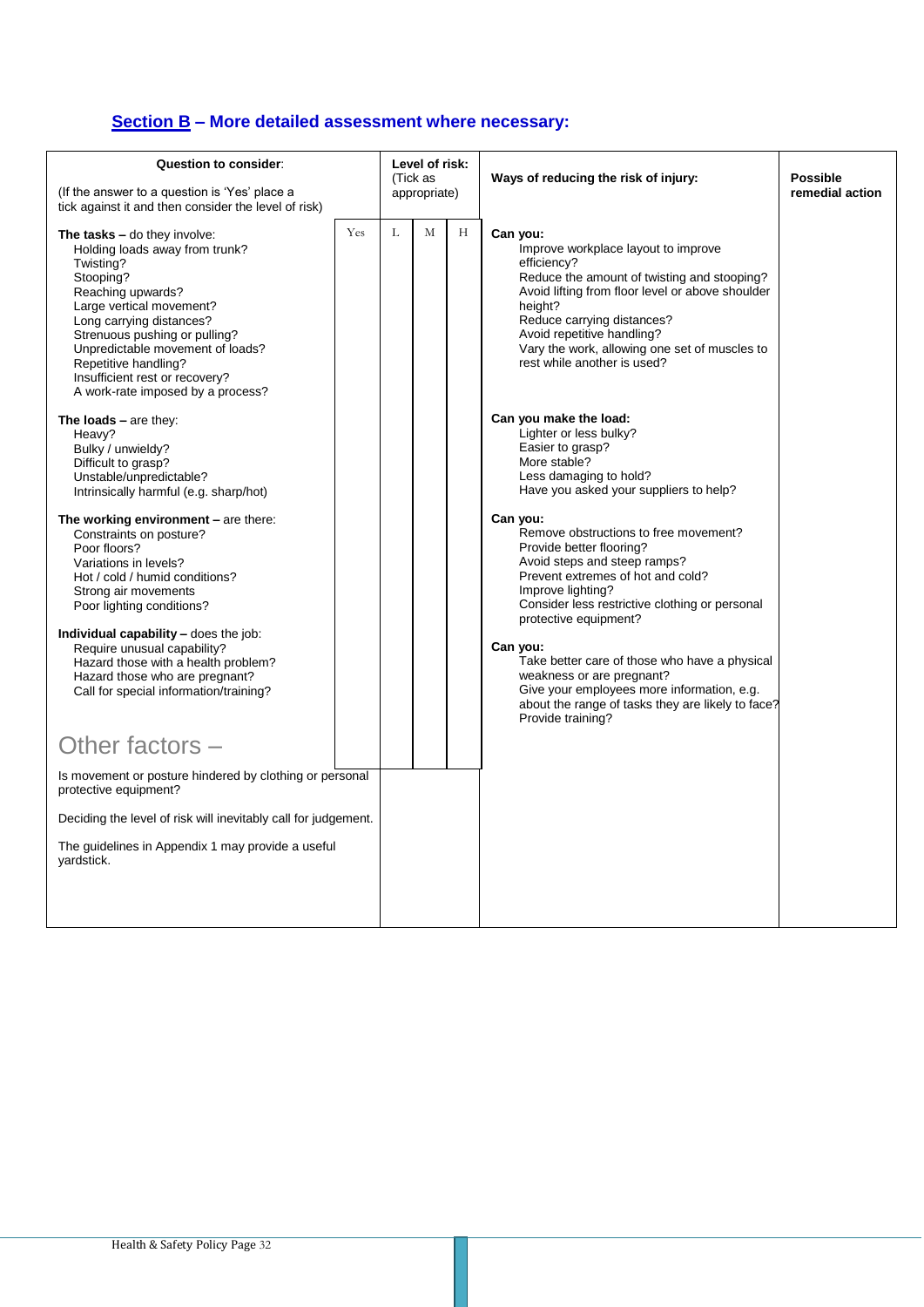## Section B – More detailed assessment where necessary:

| Question to consider: (If the answer to a question is 'Yes' place a tick against it and then consider the level of risk) | Yes | Level of risk: (Tick as appropriate) L | M | H | Ways of reducing the risk of injury: | Possible remedial action |
|---|---|---|---|---|---|---|
| **The tasks –** do they involve:<br>Holding loads away from trunk?<br>Twisting?<br>Stooping?<br>Reaching upwards?<br>Large vertical movement?<br>Long carrying distances?<br>Strenuous pushing or pulling?<br>Unpredictable movement of loads?<br>Repetitive handling?<br>Insufficient rest or recovery?<br>A work-rate imposed by a process? | | | | | **Can you:**<br>Improve workplace layout to improve efficiency?<br>Reduce the amount of twisting and stooping?<br>Avoid lifting from floor level or above shoulder height?<br>Reduce carrying distances?<br>Avoid repetitive handling?<br>Vary the work, allowing one set of muscles to rest while another is used? | |
| **The loads –** are they:<br>Heavy?<br>Bulky / unwieldy?<br>Difficult to grasp?<br>Unstable/unpredictable?<br>Intrinsically harmful (e.g. sharp/hot) | | | | | **Can you make the load:**<br>Lighter or less bulky?<br>Easier to grasp?<br>More stable?<br>Less damaging to hold?<br>Have you asked your suppliers to help? | |
| **The working environment –** are there:<br>Constraints on posture?<br>Poor floors?<br>Variations in levels?<br>Hot / cold / humid conditions?<br>Strong air movements<br>Poor lighting conditions? | | | | | **Can you:**<br>Remove obstructions to free movement?<br>Provide better flooring?<br>Avoid steps and steep ramps?<br>Prevent extremes of hot and cold?<br>Improve lighting?<br>Consider less restrictive clothing or personal protective equipment? | |
| **Individual capability –** does the job:<br>Require unusual capability?<br>Hazard those with a health problem?<br>Hazard those who are pregnant?<br>Call for special information/training? | | | | | **Can you:**<br>Take better care of those who have a physical weakness or are pregnant?<br>Give your employees more information, e.g. about the range of tasks they are likely to face?<br>Provide training? | |
| Other factors –<br>Is movement or posture hindered by clothing or personal protective equipment?<br>Deciding the level of risk will inevitably call for judgement.<br>The guidelines in Appendix 1 may provide a useful yardstick. | | | | | | |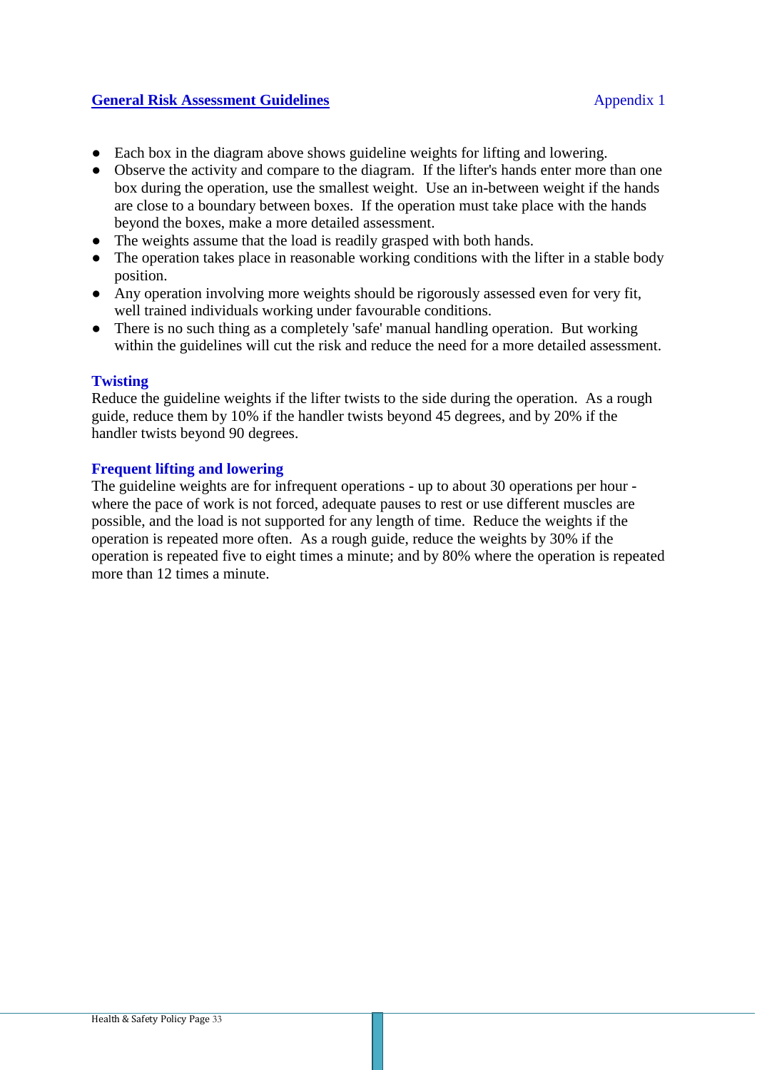## General Risk Assessment Guidelines

Appendix 1

- Each box in the diagram above shows guideline weights for lifting and lowering.
- Observe the activity and compare to the diagram. If the lifter's hands enter more than one box during the operation, use the smallest weight. Use an in-between weight if the hands are close to a boundary between boxes. If the operation must take place with the hands beyond the boxes, make a more detailed assessment.
- The weights assume that the load is readily grasped with both hands.
- The operation takes place in reasonable working conditions with the lifter in a stable body position.
- Any operation involving more weights should be rigorously assessed even for very fit, well trained individuals working under favourable conditions.
- There is no such thing as a completely 'safe' manual handling operation. But working within the guidelines will cut the risk and reduce the need for a more detailed assessment.

### Twisting

Reduce the guideline weights if the lifter twists to the side during the operation. As a rough guide, reduce them by 10% if the handler twists beyond 45 degrees, and by 20% if the handler twists beyond 90 degrees.

### Frequent lifting and lowering

The guideline weights are for infrequent operations - up to about 30 operations per hour - where the pace of work is not forced, adequate pauses to rest or use different muscles are possible, and the load is not supported for any length of time. Reduce the weights if the operation is repeated more often. As a rough guide, reduce the weights by 30% if the operation is repeated five to eight times a minute; and by 80% where the operation is repeated more than 12 times a minute.